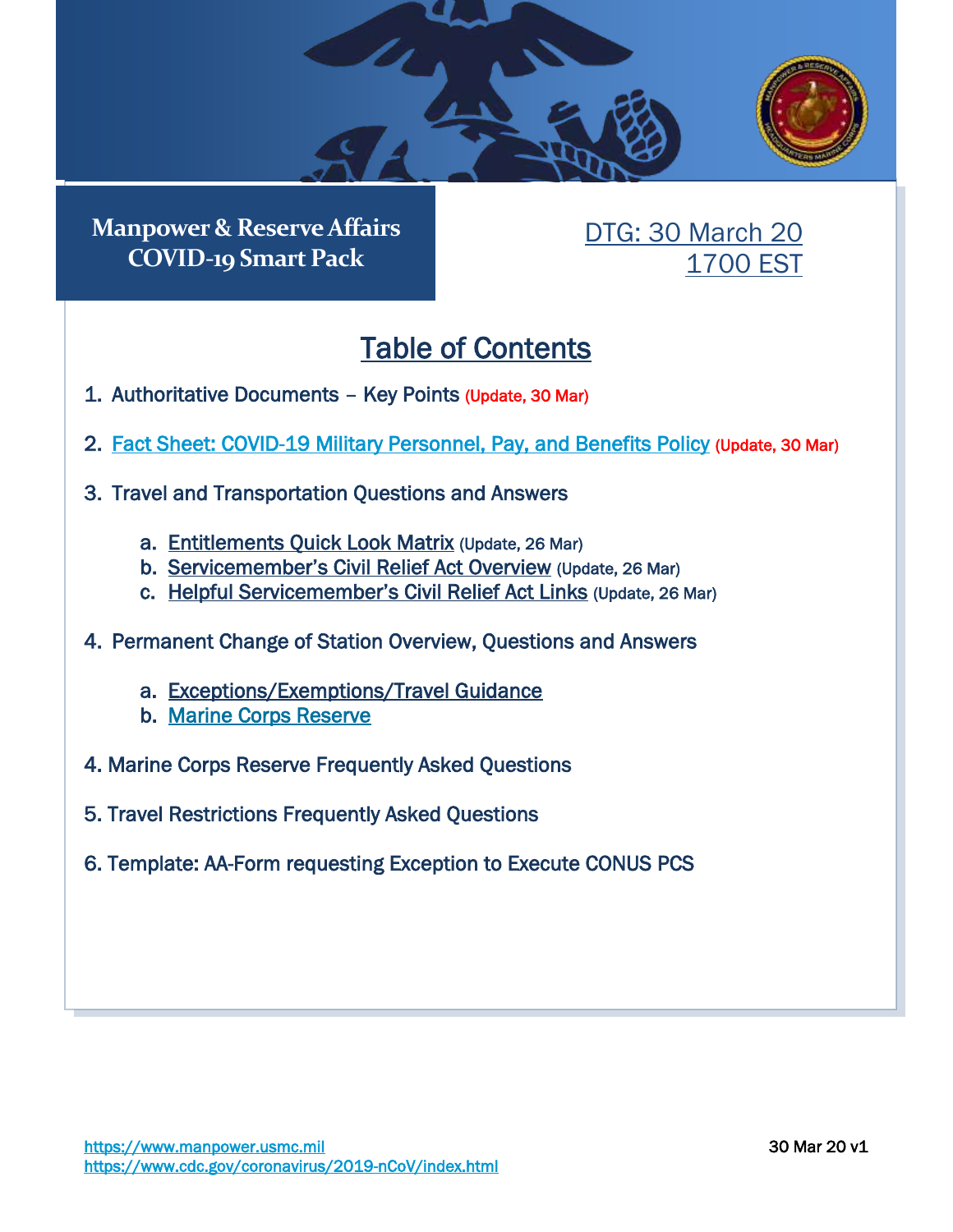# Manpower & Reserve Affairs COVID-19 Smart Pack

DTG: 30 March 20
1700 EST

## Table of Contents

1. Authoritative Documents – Key Points (Update, 30 Mar)

2. Fact Sheet: COVID-19 Military Personnel, Pay, and Benefits Policy (Update, 30 Mar)

3. Travel and Transportation Questions and Answers

   a. Entitlements Quick Look Matrix (Update, 26 Mar)
   b. Servicemember's Civil Relief Act Overview (Update, 26 Mar)
   c. Helpful Servicemember's Civil Relief Act Links (Update, 26 Mar)

4. Permanent Change of Station Overview, Questions and Answers

   a. Exceptions/Exemptions/Travel Guidance
   b. Marine Corps Reserve

4. Marine Corps Reserve Frequently Asked Questions

5. Travel Restrictions Frequently Asked Questions

6. Template: AA-Form requesting Exception to Execute CONUS PCS

https://www.manpower.usmc.mil
https://www.cdc.gov/coronavirus/2019-nCoV/index.html

30 Mar 20 v1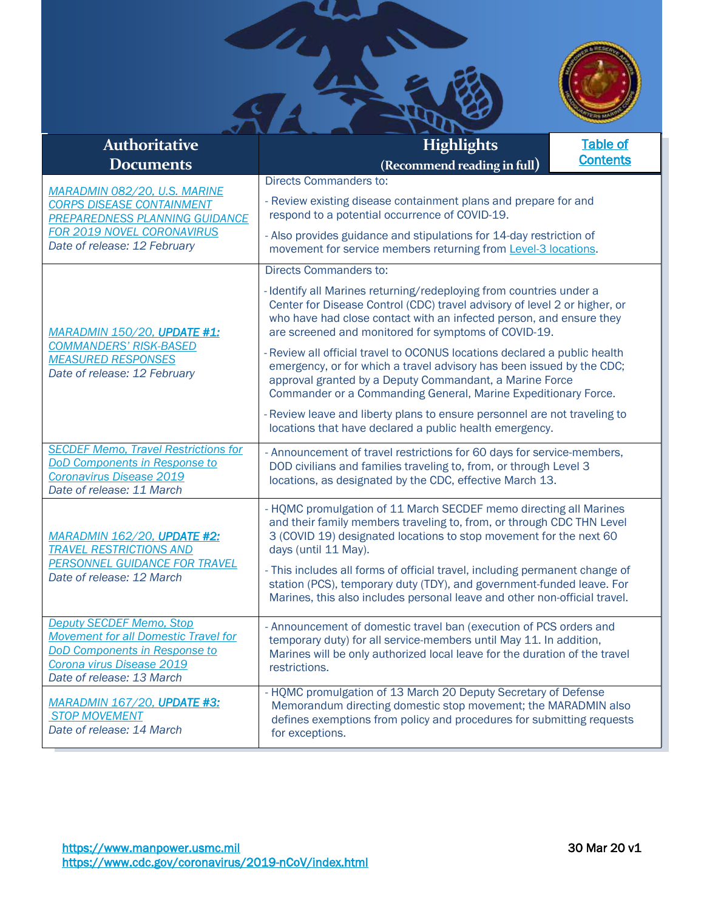| Authoritative Documents | Highlights (Recommend reading in full) |
|---|---|
| *MARADMIN 082/20, U.S. MARINE CORPS DISEASE CONTAINMENT PREPAREDNESS PLANNING GUIDANCE FOR 2019 NOVEL CORONAVIRUS* <br> *Date of release: 12 February* | Directs Commanders to: <br> - Review existing disease containment plans and prepare for and respond to a potential occurrence of COVID-19. <br> - Also provides guidance and stipulations for 14-day restriction of movement for service members returning from Level-3 locations. |
| *MARADMIN 150/20, **UPDATE #1:** COMMANDERS' RISK-BASED MEASURED RESPONSES* <br> *Date of release: 12 February* | Directs Commanders to: <br> - Identify all Marines returning/redeploying from countries under a Center for Disease Control (CDC) travel advisory of level 2 or higher, or who have had close contact with an infected person, and ensure they are screened and monitored for symptoms of COVID-19. <br> - Review all official travel to OCONUS locations declared a public health emergency, or for which a travel advisory has been issued by the CDC; approval granted by a Deputy Commandant, a Marine Force Commander or a Commanding General, Marine Expeditionary Force. <br> - Review leave and liberty plans to ensure personnel are not traveling to locations that have declared a public health emergency. |
| *SECDEF Memo, Travel Restrictions for DoD Components in Response to Coronavirus Disease 2019* <br> *Date of release: 11 March* | - Announcement of travel restrictions for 60 days for service-members, DOD civilians and families traveling to, from, or through Level 3 locations, as designated by the CDC, effective March 13. |
| *MARADMIN 162/20, **UPDATE #2:** TRAVEL RESTRICTIONS AND PERSONNEL GUIDANCE FOR TRAVEL* <br> *Date of release: 12 March* | - HQMC promulgation of 11 March SECDEF memo directing all Marines and their family members traveling to, from, or through CDC THN Level 3 (COVID 19) designated locations to stop movement for the next 60 days (until 11 May). <br> - This includes all forms of official travel, including permanent change of station (PCS), temporary duty (TDY), and government-funded leave. For Marines, this also includes personal leave and other non-official travel. |
| *Deputy SECDEF Memo, Stop Movement for all Domestic Travel for DoD Components in Response to Corona virus Disease 2019* <br> *Date of release: 13 March* | - Announcement of domestic travel ban (execution of PCS orders and temporary duty) for all service-members until May 11. In addition, Marines will be only authorized local leave for the duration of the travel restrictions. |
| *MARADMIN 167/20, **UPDATE #3:** STOP MOVEMENT* <br> *Date of release: 14 March* | - HQMC promulgation of 13 March 20 Deputy Secretary of Defense Memorandum directing domestic stop movement; the MARADMIN also defines exemptions from policy and procedures for submitting requests for exceptions. |

https://www.manpower.usmc.mil
https://www.cdc.gov/coronavirus/2019-nCoV/index.html

30 Mar 20 v1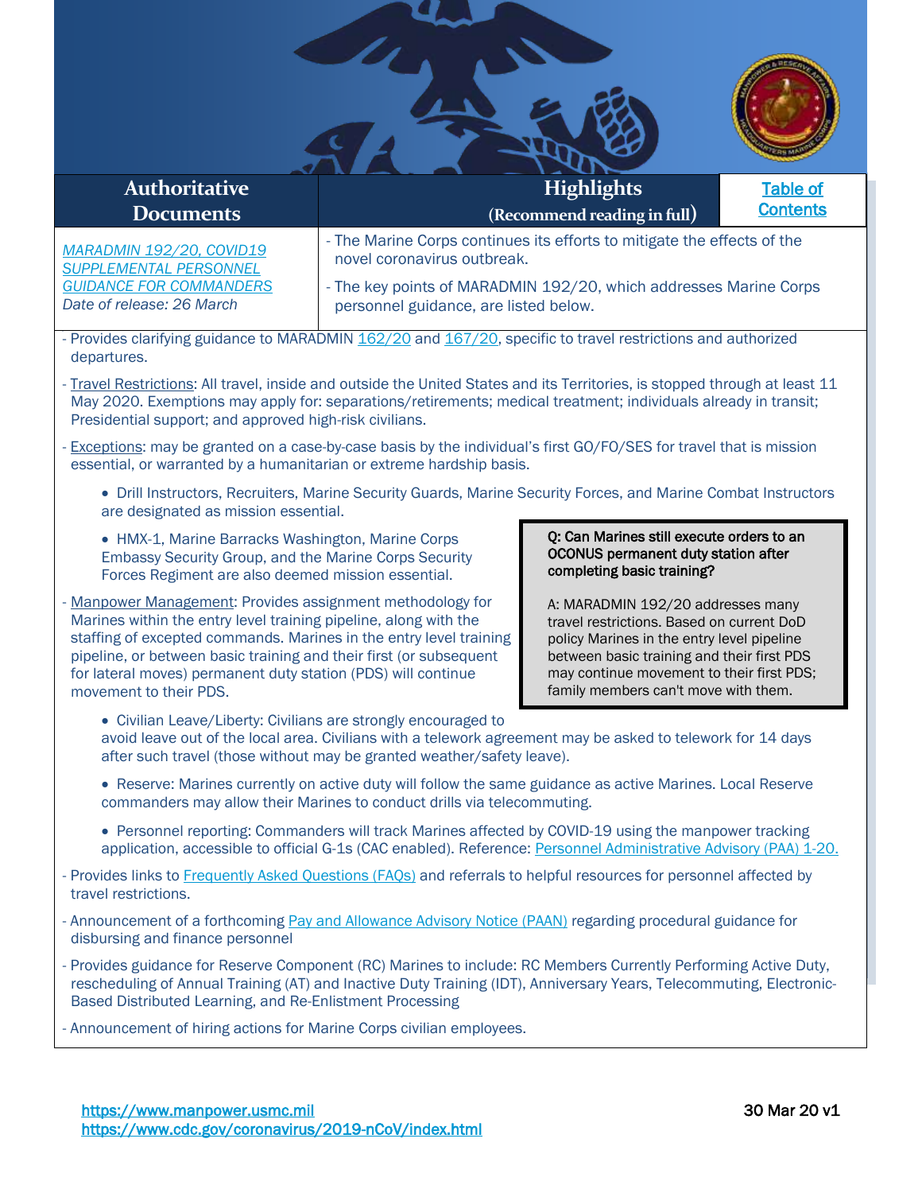| Authoritative Documents | Highlights (Recommend reading in full) | Table of Contents |
|---|---|---|
| *MARADMIN 192/20, COVID19 SUPPLEMENTAL PERSONNEL GUIDANCE FOR COMMANDERS* *Date of release: 26 March* | - The Marine Corps continues its efforts to mitigate the effects of the novel coronavirus outbreak. - The key points of MARADMIN 192/20, which addresses Marine Corps personnel guidance, are listed below. | |

- Provides clarifying guidance to MARADMIN 162/20 and 167/20, specific to travel restrictions and authorized departures.
- Travel Restrictions: All travel, inside and outside the United States and its Territories, is stopped through at least 11 May 2020. Exemptions may apply for: separations/retirements; medical treatment; individuals already in transit; Presidential support; and approved high-risk civilians.
- Exceptions: may be granted on a case-by-case basis by the individual's first GO/FO/SES for travel that is mission essential, or warranted by a humanitarian or extreme hardship basis.
  - Drill Instructors, Recruiters, Marine Security Guards, Marine Security Forces, and Marine Combat Instructors are designated as mission essential.
  - HMX-1, Marine Barracks Washington, Marine Corps Embassy Security Group, and the Marine Corps Security Forces Regiment are also deemed mission essential.
- Manpower Management: Provides assignment methodology for Marines within the entry level training pipeline, along with the staffing of excepted commands. Marines in the entry level training pipeline, or between basic training and their first (or subsequent for lateral moves) permanent duty station (PDS) will continue movement to their PDS.
  - Civilian Leave/Liberty: Civilians are strongly encouraged to avoid leave out of the local area. Civilians with a telework agreement may be asked to telework for 14 days after such travel (those without may be granted weather/safety leave).
  - Reserve: Marines currently on active duty will follow the same guidance as active Marines. Local Reserve commanders may allow their Marines to conduct drills via telecommuting.
  - Personnel reporting: Commanders will track Marines affected by COVID-19 using the manpower tracking application, accessible to official G-1s (CAC enabled). Reference: Personnel Administrative Advisory (PAA) 1-20.
- Provides links to Frequently Asked Questions (FAQs) and referrals to helpful resources for personnel affected by travel restrictions.
- Announcement of a forthcoming Pay and Allowance Advisory Notice (PAAN) regarding procedural guidance for disbursing and finance personnel
- Provides guidance for Reserve Component (RC) Marines to include: RC Members Currently Performing Active Duty, rescheduling of Annual Training (AT) and Inactive Duty Training (IDT), Anniversary Years, Telecommuting, Electronic-Based Distributed Learning, and Re-Enlistment Processing
- Announcement of hiring actions for Marine Corps civilian employees.

**Q: Can Marines still execute orders to an OCONUS permanent duty station after completing basic training?**

A: MARADMIN 192/20 addresses many travel restrictions. Based on current DoD policy Marines in the entry level pipeline between basic training and their first PDS may continue movement to their first PDS; family members can't move with them.

https://www.manpower.usmc.mil
https://www.cdc.gov/coronavirus/2019-nCoV/index.html

30 Mar 20 v1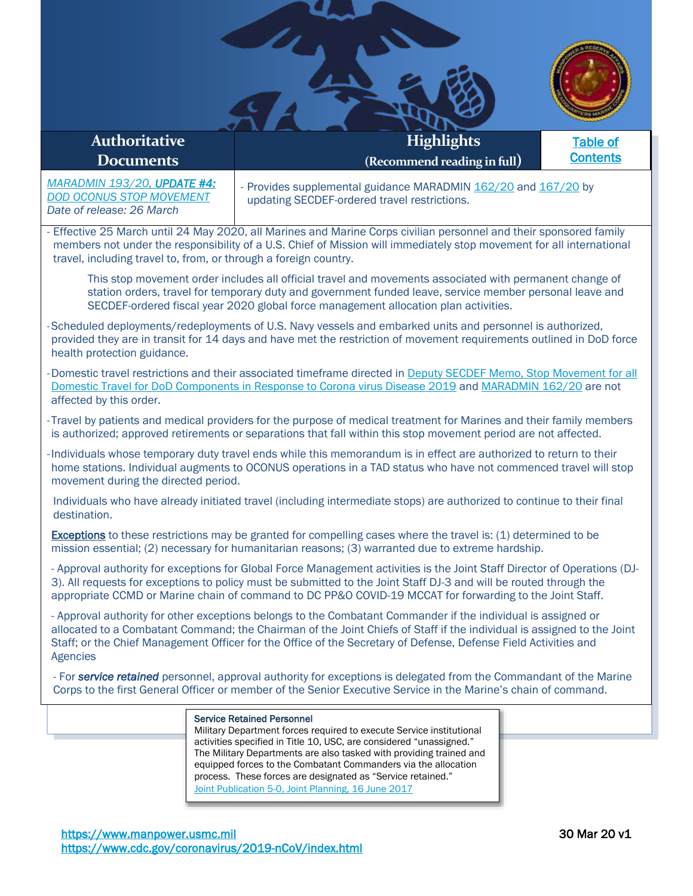| Authoritative Documents | Highlights (Recommend reading in full) | Table of Contents |
|---|---|---|
| *MARADMIN 193/20, **UPDATE #4:** DOD OCONUS STOP MOVEMENT* *Date of release: 26 March* | - Provides supplemental guidance MARADMIN 162/20 and 167/20 by updating SECDEF-ordered travel restrictions. | |

- Effective 25 March until 24 May 2020, all Marines and Marine Corps civilian personnel and their sponsored family members not under the responsibility of a U.S. Chief of Mission will immediately stop movement for all international travel, including travel to, from, or through a foreign country.

  This stop movement order includes all official travel and movements associated with permanent change of station orders, travel for temporary duty and government funded leave, service member personal leave and SECDEF-ordered fiscal year 2020 global force management allocation plan activities.

- Scheduled deployments/redeployments of U.S. Navy vessels and embarked units and personnel is authorized, provided they are in transit for 14 days and have met the restriction of movement requirements outlined in DoD force health protection guidance.

- Domestic travel restrictions and their associated timeframe directed in Deputy SECDEF Memo, Stop Movement for all Domestic Travel for DoD Components in Response to Corona virus Disease 2019 and MARADMIN 162/20 are not affected by this order.

- Travel by patients and medical providers for the purpose of medical treatment for Marines and their family members is authorized; approved retirements or separations that fall within this stop movement period are not affected.

- Individuals whose temporary duty travel ends while this memorandum is in effect are authorized to return to their home stations. Individual augments to OCONUS operations in a TAD status who have not commenced travel will stop movement during the directed period.

  Individuals who have already initiated travel (including intermediate stops) are authorized to continue to their final destination.

  **Exceptions** to these restrictions may be granted for compelling cases where the travel is: (1) determined to be mission essential; (2) necessary for humanitarian reasons; (3) warranted due to extreme hardship.

  - Approval authority for exceptions for Global Force Management activities is the Joint Staff Director of Operations (DJ-3). All requests for exceptions to policy must be submitted to the Joint Staff DJ-3 and will be routed through the appropriate CCMD or Marine chain of command to DC PP&O COVID-19 MCCAT for forwarding to the Joint Staff.

  - Approval authority for other exceptions belongs to the Combatant Commander if the individual is assigned or allocated to a Combatant Command; the Chairman of the Joint Chiefs of Staff if the individual is assigned to the Joint Staff; or the Chief Management Officer for the Office of the Secretary of Defense, Defense Field Activities and Agencies

  - For ***service retained*** personnel, approval authority for exceptions is delegated from the Commandant of the Marine Corps to the first General Officer or member of the Senior Executive Service in the Marine's chain of command.

> **Service Retained Personnel**
> Military Department forces required to execute Service institutional activities specified in Title 10, USC, are considered "unassigned." The Military Departments are also tasked with providing trained and equipped forces to the Combatant Commanders via the allocation process. These forces are designated as "Service retained."
> Joint Publication 5-0, Joint Planning, 16 June 2017

https://www.manpower.usmc.mil
https://www.cdc.gov/coronavirus/2019-nCoV/index.html

30 Mar 20 v1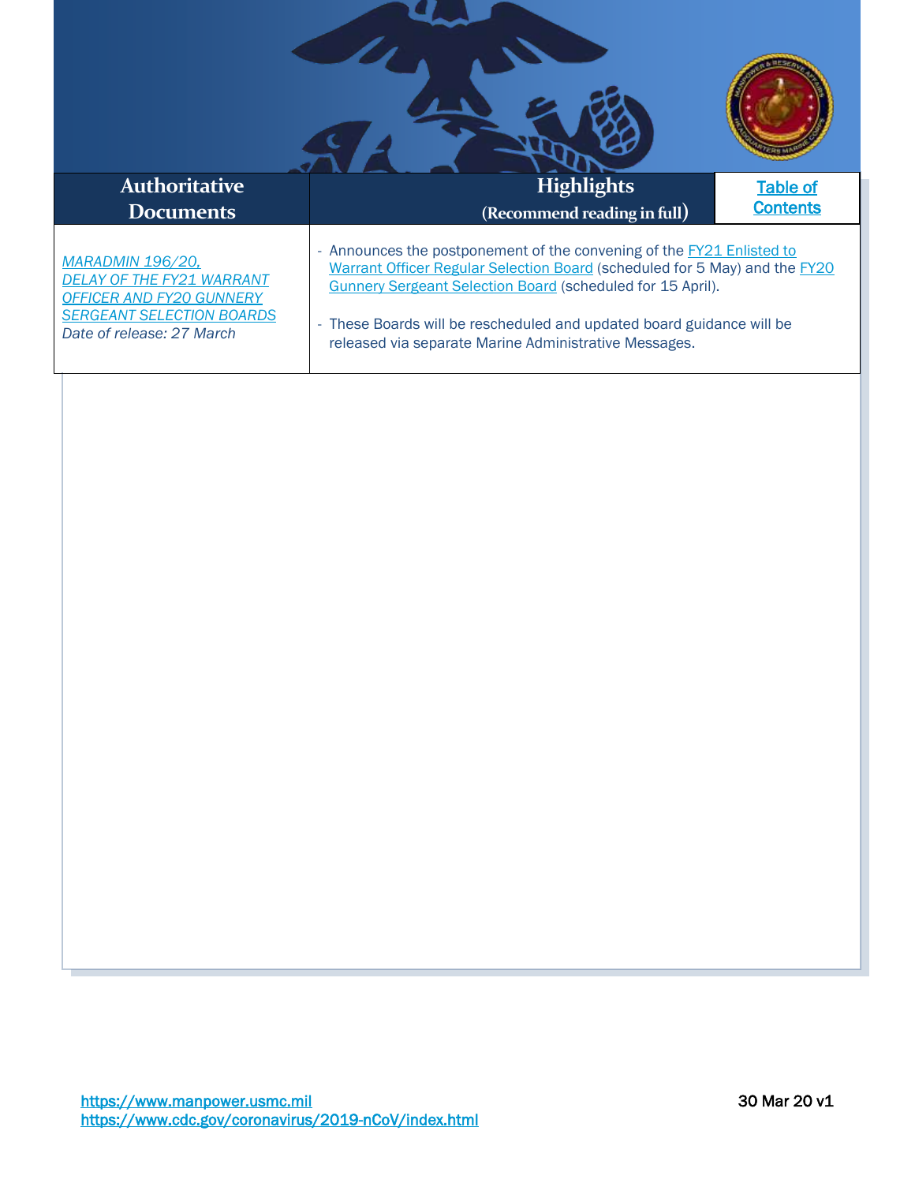| Authoritative Documents | Highlights (Recommend reading in full) | Table of Contents |
|---|---|---|
| *MARADMIN 196/20, DELAY OF THE FY21 WARRANT OFFICER AND FY20 GUNNERY SERGEANT SELECTION BOARDS*<br>*Date of release: 27 March* | - Announces the postponement of the convening of the FY21 Enlisted to Warrant Officer Regular Selection Board (scheduled for 5 May) and the FY20 Gunnery Sergeant Selection Board (scheduled for 15 April).<br>- These Boards will be rescheduled and updated board guidance will be released via separate Marine Administrative Messages. | |

https://www.manpower.usmc.mil
https://www.cdc.gov/coronavirus/2019-nCoV/index.html

30 Mar 20 v1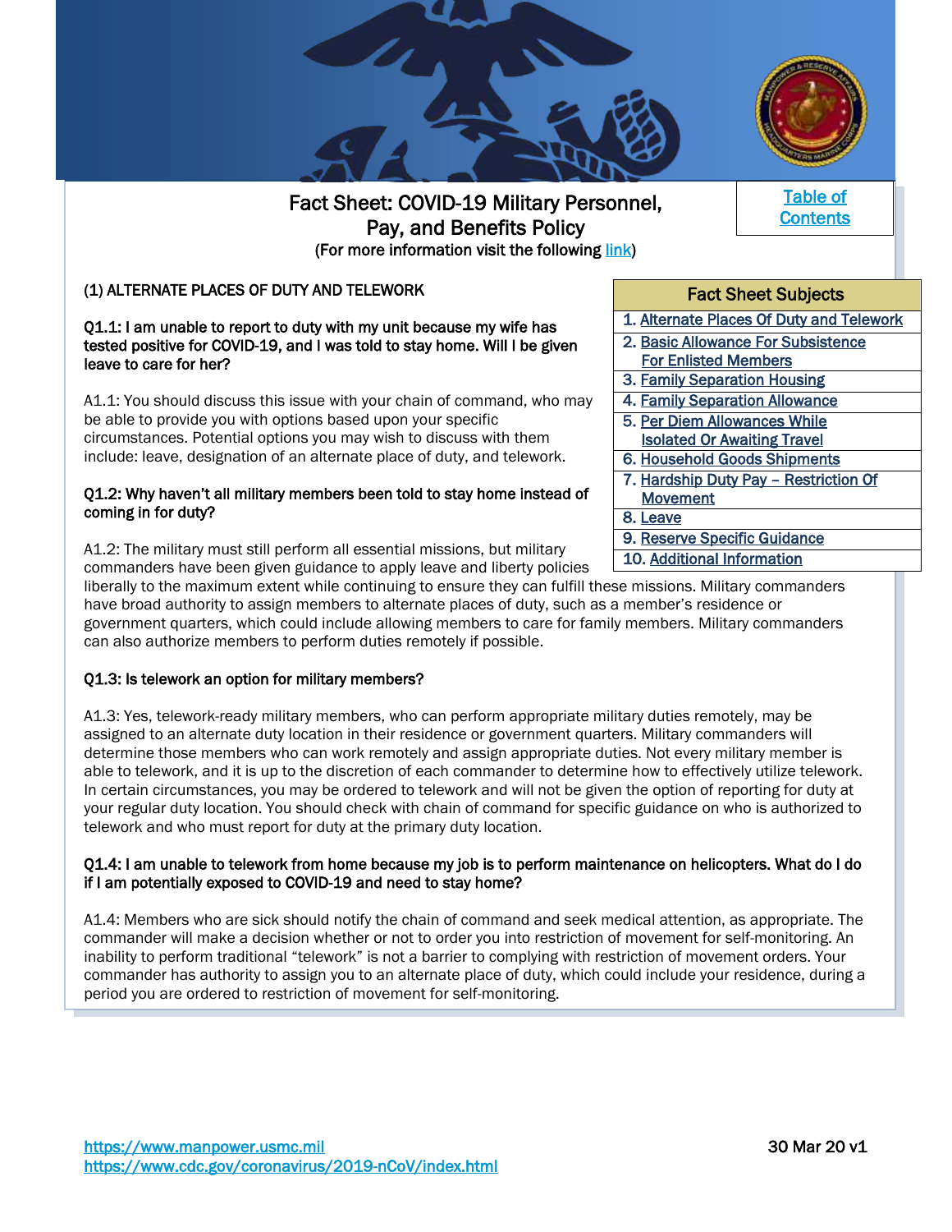# Fact Sheet: COVID-19 Military Personnel, Pay, and Benefits Policy

(For more information visit the following link)

Table of Contents

| Fact Sheet Subjects |
| --- |
| 1. Alternate Places Of Duty and Telework |
| 2. Basic Allowance For Subsistence For Enlisted Members |
| 3. Family Separation Housing |
| 4. Family Separation Allowance |
| 5. Per Diem Allowances While Isolated Or Awaiting Travel |
| 6. Household Goods Shipments |
| 7. Hardship Duty Pay – Restriction Of Movement |
| 8. Leave |
| 9. Reserve Specific Guidance |
| 10. Additional Information |

## (1) ALTERNATE PLACES OF DUTY AND TELEWORK

**Q1.1: I am unable to report to duty with my unit because my wife has tested positive for COVID-19, and I was told to stay home. Will I be given leave to care for her?**

A1.1: You should discuss this issue with your chain of command, who may be able to provide you with options based upon your specific circumstances. Potential options you may wish to discuss with them include: leave, designation of an alternate place of duty, and telework.

**Q1.2: Why haven't all military members been told to stay home instead of coming in for duty?**

A1.2: The military must still perform all essential missions, but military commanders have been given guidance to apply leave and liberty policies liberally to the maximum extent while continuing to ensure they can fulfill these missions. Military commanders have broad authority to assign members to alternate places of duty, such as a member's residence or government quarters, which could include allowing members to care for family members. Military commanders can also authorize members to perform duties remotely if possible.

**Q1.3: Is telework an option for military members?**

A1.3: Yes, telework-ready military members, who can perform appropriate military duties remotely, may be assigned to an alternate duty location in their residence or government quarters. Military commanders will determine those members who can work remotely and assign appropriate duties. Not every military member is able to telework, and it is up to the discretion of each commander to determine how to effectively utilize telework. In certain circumstances, you may be ordered to telework and will not be given the option of reporting for duty at your regular duty location. You should check with chain of command for specific guidance on who is authorized to telework and who must report for duty at the primary duty location.

**Q1.4: I am unable to telework from home because my job is to perform maintenance on helicopters. What do I do if I am potentially exposed to COVID-19 and need to stay home?**

A1.4: Members who are sick should notify the chain of command and seek medical attention, as appropriate. The commander will make a decision whether or not to order you into restriction of movement for self-monitoring. An inability to perform traditional "telework" is not a barrier to complying with restriction of movement orders. Your commander has authority to assign you to an alternate place of duty, which could include your residence, during a period you are ordered to restriction of movement for self-monitoring.

https://www.manpower.usmc.mil
https://www.cdc.gov/coronavirus/2019-nCoV/index.html

30 Mar 20 v1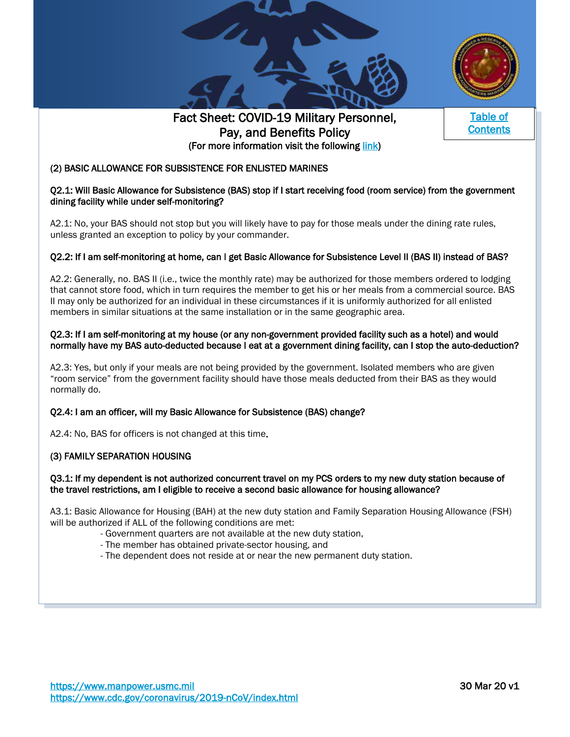# Fact Sheet: COVID-19 Military Personnel, Pay, and Benefits Policy

(For more information visit the following link)

Table of Contents

## (2) BASIC ALLOWANCE FOR SUBSISTENCE FOR ENLISTED MARINES

**Q2.1: Will Basic Allowance for Subsistence (BAS) stop if I start receiving food (room service) from the government dining facility while under self-monitoring?**

A2.1: No, your BAS should not stop but you will likely have to pay for those meals under the dining rate rules, unless granted an exception to policy by your commander.

**Q2.2: If I am self-monitoring at home, can I get Basic Allowance for Subsistence Level II (BAS II) instead of BAS?**

A2.2: Generally, no. BAS II (i.e., twice the monthly rate) may be authorized for those members ordered to lodging that cannot store food, which in turn requires the member to get his or her meals from a commercial source. BAS II may only be authorized for an individual in these circumstances if it is uniformly authorized for all enlisted members in similar situations at the same installation or in the same geographic area.

**Q2.3: If I am self-monitoring at my house (or any non-government provided facility such as a hotel) and would normally have my BAS auto-deducted because I eat at a government dining facility, can I stop the auto-deduction?**

A2.3: Yes, but only if your meals are not being provided by the government. Isolated members who are given "room service" from the government facility should have those meals deducted from their BAS as they would normally do.

**Q2.4: I am an officer, will my Basic Allowance for Subsistence (BAS) change?**

A2.4: No, BAS for officers is not changed at this time.

## (3) FAMILY SEPARATION HOUSING

**Q3.1: If my dependent is not authorized concurrent travel on my PCS orders to my new duty station because of the travel restrictions, am I eligible to receive a second basic allowance for housing allowance?**

A3.1: Basic Allowance for Housing (BAH) at the new duty station and Family Separation Housing Allowance (FSH) will be authorized if ALL of the following conditions are met:

- Government quarters are not available at the new duty station,
- The member has obtained private-sector housing, and
- The dependent does not reside at or near the new permanent duty station.

https://www.manpower.usmc.mil
https://www.cdc.gov/coronavirus/2019-nCoV/index.html

30 Mar 20 v1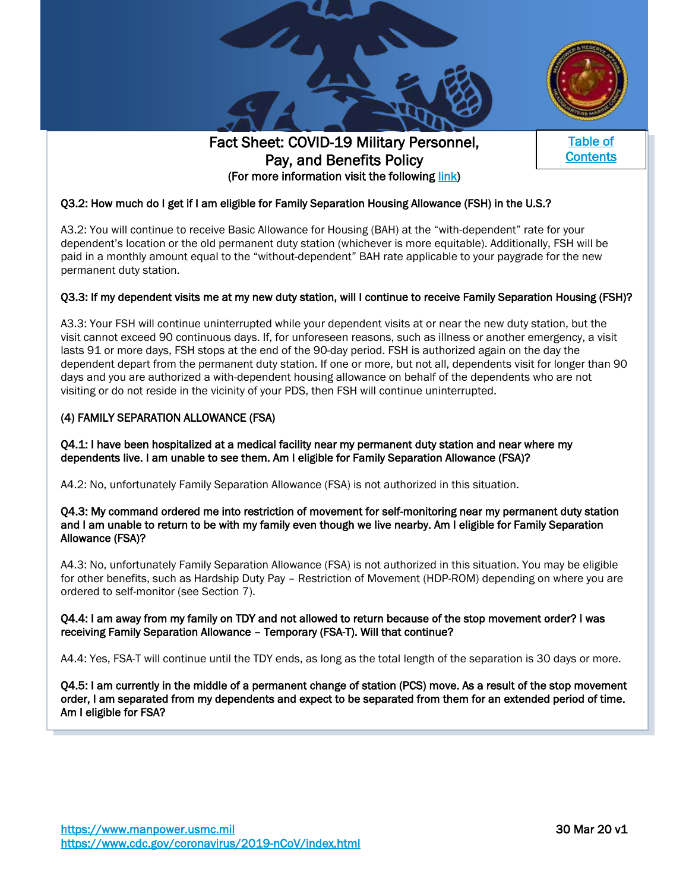Fact Sheet: COVID-19 Military Personnel, Pay, and Benefits Policy

(For more information visit the following link)

Table of Contents

**Q3.2: How much do I get if I am eligible for Family Separation Housing Allowance (FSH) in the U.S.?**

A3.2: You will continue to receive Basic Allowance for Housing (BAH) at the "with-dependent" rate for your dependent's location or the old permanent duty station (whichever is more equitable). Additionally, FSH will be paid in a monthly amount equal to the "without-dependent" BAH rate applicable to your paygrade for the new permanent duty station.

**Q3.3: If my dependent visits me at my new duty station, will I continue to receive Family Separation Housing (FSH)?**

A3.3: Your FSH will continue uninterrupted while your dependent visits at or near the new duty station, but the visit cannot exceed 90 continuous days. If, for unforeseen reasons, such as illness or another emergency, a visit lasts 91 or more days, FSH stops at the end of the 90-day period. FSH is authorized again on the day the dependent depart from the permanent duty station. If one or more, but not all, dependents visit for longer than 90 days and you are authorized a with-dependent housing allowance on behalf of the dependents who are not visiting or do not reside in the vicinity of your PDS, then FSH will continue uninterrupted.

**(4) FAMILY SEPARATION ALLOWANCE (FSA)**

**Q4.1: I have been hospitalized at a medical facility near my permanent duty station and near where my dependents live. I am unable to see them. Am I eligible for Family Separation Allowance (FSA)?**

A4.2: No, unfortunately Family Separation Allowance (FSA) is not authorized in this situation.

**Q4.3: My command ordered me into restriction of movement for self-monitoring near my permanent duty station and I am unable to return to be with my family even though we live nearby. Am I eligible for Family Separation Allowance (FSA)?**

A4.3: No, unfortunately Family Separation Allowance (FSA) is not authorized in this situation. You may be eligible for other benefits, such as Hardship Duty Pay – Restriction of Movement (HDP-ROM) depending on where you are ordered to self-monitor (see Section 7).

**Q4.4: I am away from my family on TDY and not allowed to return because of the stop movement order? I was receiving Family Separation Allowance – Temporary (FSA-T). Will that continue?**

A4.4: Yes, FSA-T will continue until the TDY ends, as long as the total length of the separation is 30 days or more.

**Q4.5: I am currently in the middle of a permanent change of station (PCS) move. As a result of the stop movement order, I am separated from my dependents and expect to be separated from them for an extended period of time. Am I eligible for FSA?**

https://www.manpower.usmc.mil
https://www.cdc.gov/coronavirus/2019-nCoV/index.html

30 Mar 20 v1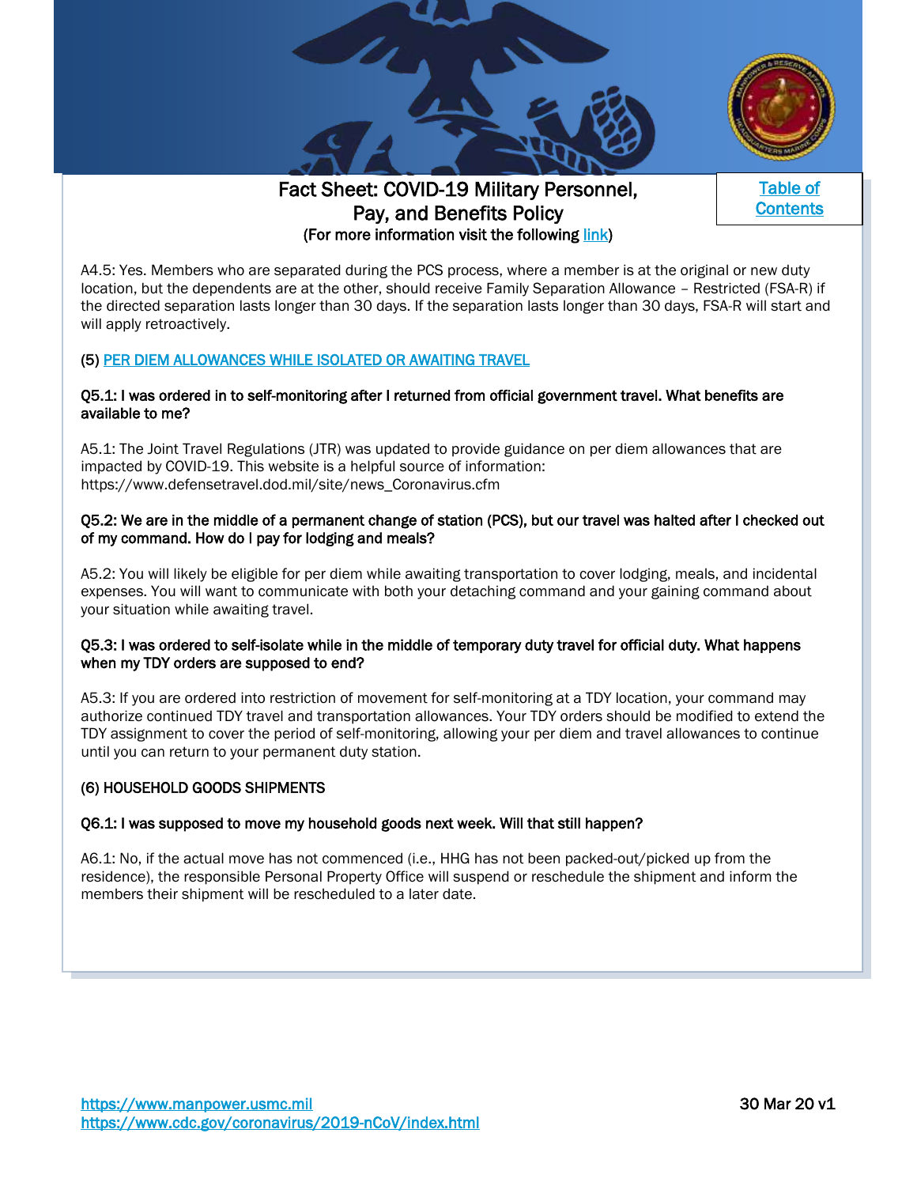A4.5: Yes. Members who are separated during the PCS process, where a member is at the original or new duty location, but the dependents are at the other, should receive Family Separation Allowance – Restricted (FSA-R) if the directed separation lasts longer than 30 days. If the separation lasts longer than 30 days, FSA-R will start and will apply retroactively.

## (5) PER DIEM ALLOWANCES WHILE ISOLATED OR AWAITING TRAVEL

**Q5.1: I was ordered in to self-monitoring after I returned from official government travel. What benefits are available to me?**

A5.1: The Joint Travel Regulations (JTR) was updated to provide guidance on per diem allowances that are impacted by COVID-19. This website is a helpful source of information: https://www.defensetravel.dod.mil/site/news_Coronavirus.cfm

**Q5.2: We are in the middle of a permanent change of station (PCS), but our travel was halted after I checked out of my command. How do I pay for lodging and meals?**

A5.2: You will likely be eligible for per diem while awaiting transportation to cover lodging, meals, and incidental expenses. You will want to communicate with both your detaching command and your gaining command about your situation while awaiting travel.

**Q5.3: I was ordered to self-isolate while in the middle of temporary duty travel for official duty. What happens when my TDY orders are supposed to end?**

A5.3: If you are ordered into restriction of movement for self-monitoring at a TDY location, your command may authorize continued TDY travel and transportation allowances. Your TDY orders should be modified to extend the TDY assignment to cover the period of self-monitoring, allowing your per diem and travel allowances to continue until you can return to your permanent duty station.

## (6) HOUSEHOLD GOODS SHIPMENTS

**Q6.1: I was supposed to move my household goods next week. Will that still happen?**

A6.1: No, if the actual move has not commenced (i.e., HHG has not been packed-out/picked up from the residence), the responsible Personal Property Office will suspend or reschedule the shipment and inform the members their shipment will be rescheduled to a later date.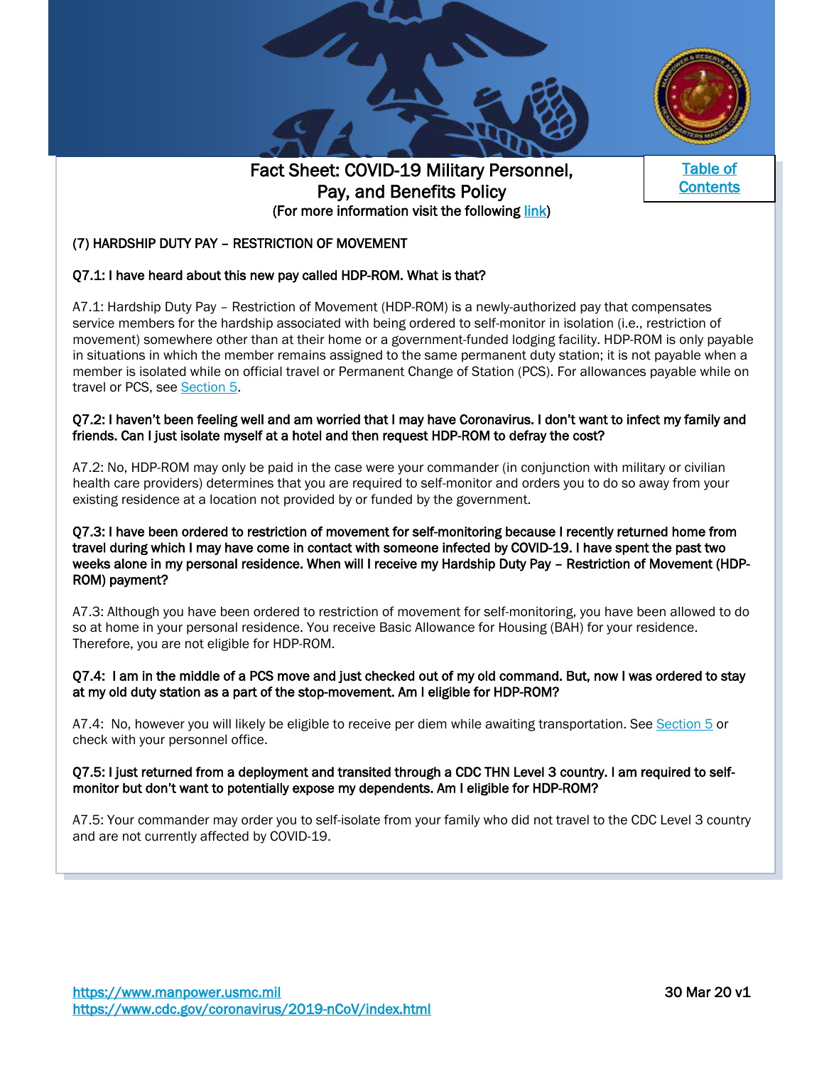Fact Sheet: COVID-19 Military Personnel, Pay, and Benefits Policy
(For more information visit the following link)

[Table of Contents]

## (7) HARDSHIP DUTY PAY – RESTRICTION OF MOVEMENT

**Q7.1: I have heard about this new pay called HDP-ROM. What is that?**

A7.1: Hardship Duty Pay – Restriction of Movement (HDP-ROM) is a newly-authorized pay that compensates service members for the hardship associated with being ordered to self-monitor in isolation (i.e., restriction of movement) somewhere other than at their home or a government-funded lodging facility. HDP-ROM is only payable in situations in which the member remains assigned to the same permanent duty station; it is not payable when a member is isolated while on official travel or Permanent Change of Station (PCS). For allowances payable while on travel or PCS, see Section 5.

**Q7.2: I haven't been feeling well and am worried that I may have Coronavirus. I don't want to infect my family and friends. Can I just isolate myself at a hotel and then request HDP-ROM to defray the cost?**

A7.2: No, HDP-ROM may only be paid in the case were your commander (in conjunction with military or civilian health care providers) determines that you are required to self-monitor and orders you to do so away from your existing residence at a location not provided by or funded by the government.

**Q7.3: I have been ordered to restriction of movement for self-monitoring because I recently returned home from travel during which I may have come in contact with someone infected by COVID-19. I have spent the past two weeks alone in my personal residence. When will I receive my Hardship Duty Pay – Restriction of Movement (HDP-ROM) payment?**

A7.3: Although you have been ordered to restriction of movement for self-monitoring, you have been allowed to do so at home in your personal residence. You receive Basic Allowance for Housing (BAH) for your residence. Therefore, you are not eligible for HDP-ROM.

**Q7.4: I am in the middle of a PCS move and just checked out of my old command. But, now I was ordered to stay at my old duty station as a part of the stop-movement. Am I eligible for HDP-ROM?**

A7.4: No, however you will likely be eligible to receive per diem while awaiting transportation. See Section 5 or check with your personnel office.

**Q7.5: I just returned from a deployment and transited through a CDC THN Level 3 country. I am required to self-monitor but don't want to potentially expose my dependents. Am I eligible for HDP-ROM?**

A7.5: Your commander may order you to self-isolate from your family who did not travel to the CDC Level 3 country and are not currently affected by COVID-19.

https://www.manpower.usmc.mil
https://www.cdc.gov/coronavirus/2019-nCoV/index.html

30 Mar 20 v1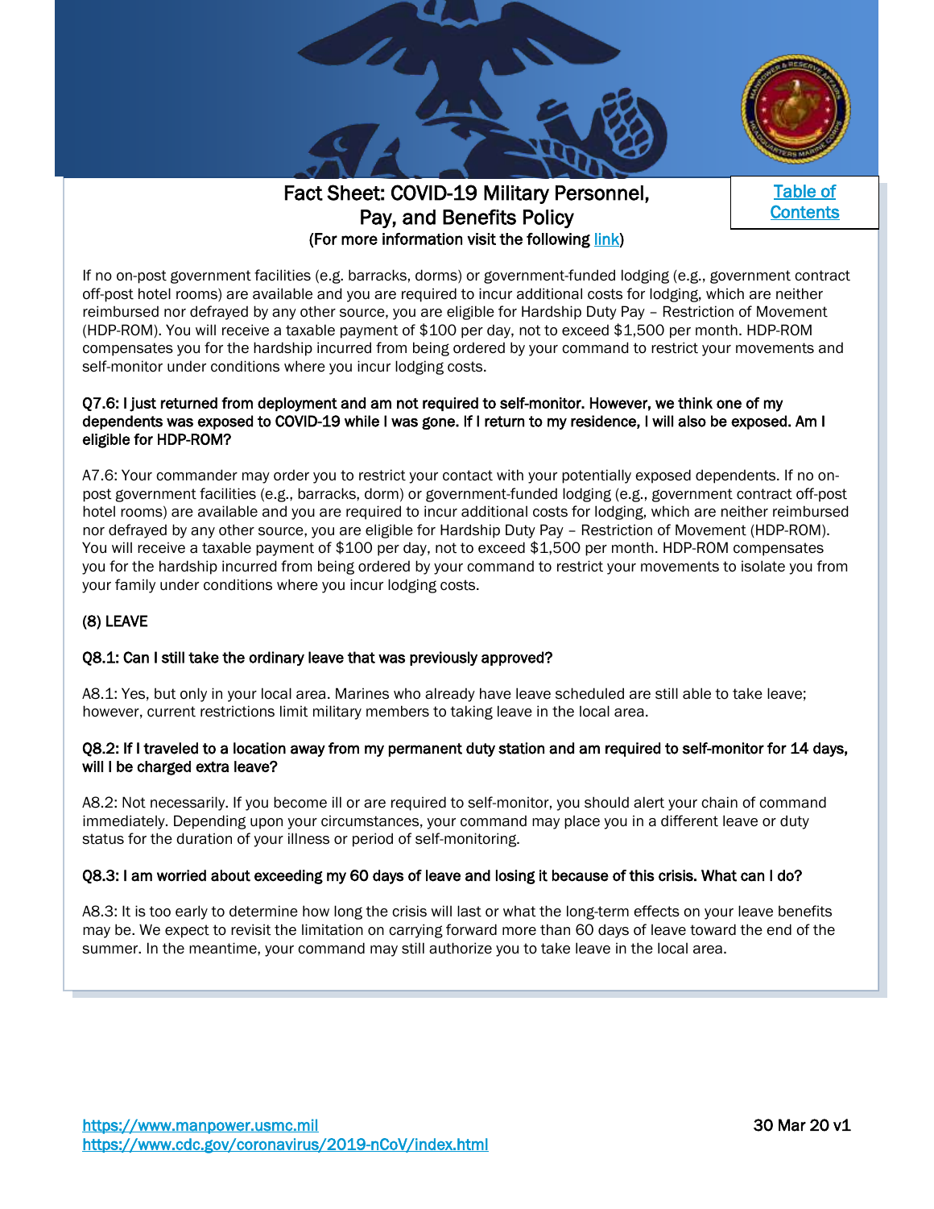If no on-post government facilities (e.g. barracks, dorms) or government-funded lodging (e.g., government contract off-post hotel rooms) are available and you are required to incur additional costs for lodging, which are neither reimbursed nor defrayed by any other source, you are eligible for Hardship Duty Pay – Restriction of Movement (HDP-ROM). You will receive a taxable payment of $100 per day, not to exceed $1,500 per month. HDP-ROM compensates you for the hardship incurred from being ordered by your command to restrict your movements and self-monitor under conditions where you incur lodging costs.

**Q7.6: I just returned from deployment and am not required to self-monitor. However, we think one of my dependents was exposed to COVID-19 while I was gone. If I return to my residence, I will also be exposed. Am I eligible for HDP-ROM?**

A7.6: Your commander may order you to restrict your contact with your potentially exposed dependents. If no on-post government facilities (e.g., barracks, dorm) or government-funded lodging (e.g., government contract off-post hotel rooms) are available and you are required to incur additional costs for lodging, which are neither reimbursed nor defrayed by any other source, you are eligible for Hardship Duty Pay – Restriction of Movement (HDP-ROM). You will receive a taxable payment of $100 per day, not to exceed $1,500 per month. HDP-ROM compensates you for the hardship incurred from being ordered by your command to restrict your movements to isolate you from your family under conditions where you incur lodging costs.

## (8) LEAVE

**Q8.1: Can I still take the ordinary leave that was previously approved?**

A8.1: Yes, but only in your local area. Marines who already have leave scheduled are still able to take leave; however, current restrictions limit military members to taking leave in the local area.

**Q8.2: If I traveled to a location away from my permanent duty station and am required to self-monitor for 14 days, will I be charged extra leave?**

A8.2: Not necessarily. If you become ill or are required to self-monitor, you should alert your chain of command immediately. Depending upon your circumstances, your command may place you in a different leave or duty status for the duration of your illness or period of self-monitoring.

**Q8.3: I am worried about exceeding my 60 days of leave and losing it because of this crisis. What can I do?**

A8.3: It is too early to determine how long the crisis will last or what the long-term effects on your leave benefits may be. We expect to revisit the limitation on carrying forward more than 60 days of leave toward the end of the summer. In the meantime, your command may still authorize you to take leave in the local area.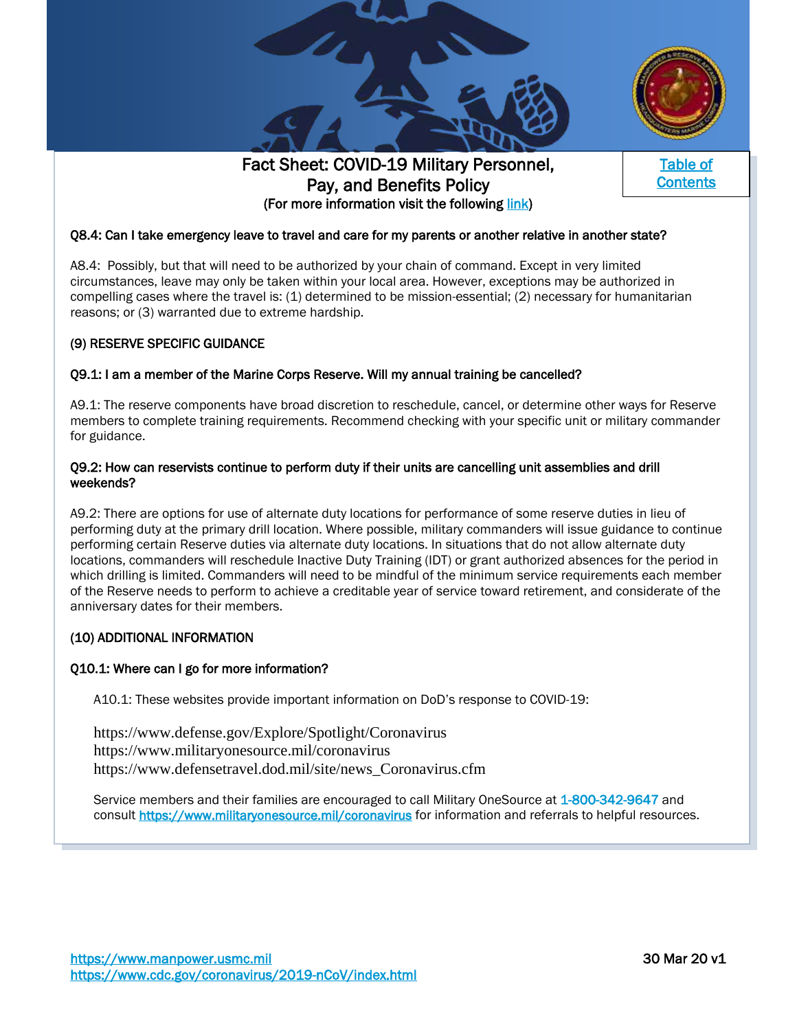**Q8.4: Can I take emergency leave to travel and care for my parents or another relative in another state?**

A8.4: Possibly, but that will need to be authorized by your chain of command. Except in very limited circumstances, leave may only be taken within your local area. However, exceptions may be authorized in compelling cases where the travel is: (1) determined to be mission-essential; (2) necessary for humanitarian reasons; or (3) warranted due to extreme hardship.

## (9) RESERVE SPECIFIC GUIDANCE

**Q9.1: I am a member of the Marine Corps Reserve. Will my annual training be cancelled?**

A9.1: The reserve components have broad discretion to reschedule, cancel, or determine other ways for Reserve members to complete training requirements. Recommend checking with your specific unit or military commander for guidance.

**Q9.2: How can reservists continue to perform duty if their units are cancelling unit assemblies and drill weekends?**

A9.2: There are options for use of alternate duty locations for performance of some reserve duties in lieu of performing duty at the primary drill location. Where possible, military commanders will issue guidance to continue performing certain Reserve duties via alternate duty locations. In situations that do not allow alternate duty locations, commanders will reschedule Inactive Duty Training (IDT) or grant authorized absences for the period in which drilling is limited. Commanders will need to be mindful of the minimum service requirements each member of the Reserve needs to perform to achieve a creditable year of service toward retirement, and considerate of the anniversary dates for their members.

## (10) ADDITIONAL INFORMATION

**Q10.1: Where can I go for more information?**

A10.1: These websites provide important information on DoD's response to COVID-19:

https://www.defense.gov/Explore/Spotlight/Coronavirus
https://www.militaryonesource.mil/coronavirus
https://www.defensetravel.dod.mil/site/news_Coronavirus.cfm

Service members and their families are encouraged to call Military OneSource at 1-800-342-9647 and consult https://www.militaryonesource.mil/coronavirus for information and referrals to helpful resources.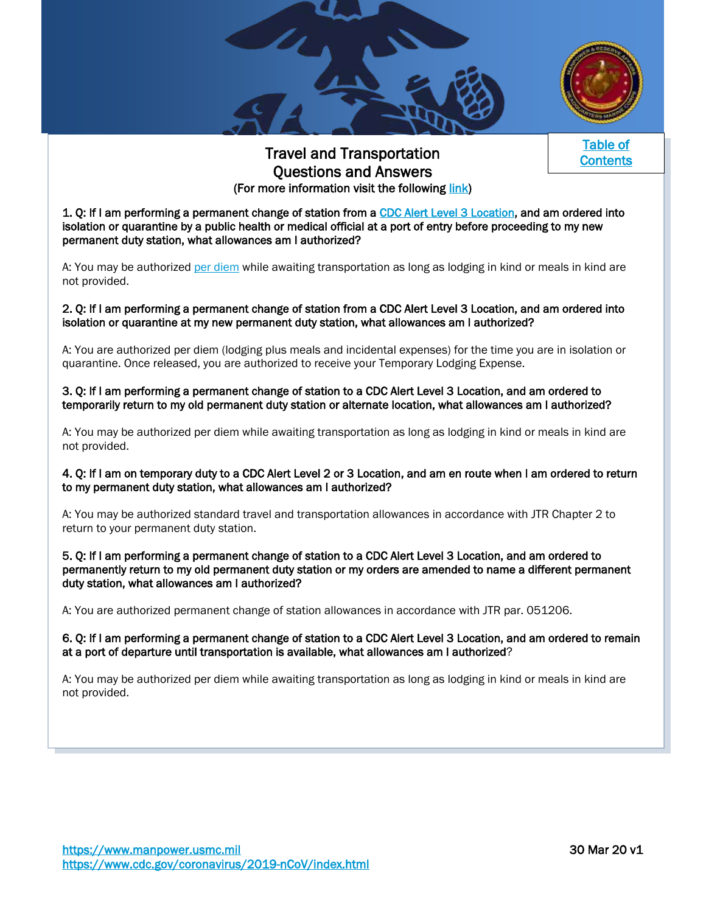[Table of Contents]

# Travel and Transportation Questions and Answers

(For more information visit the following link)

**1. Q: If I am performing a permanent change of station from a CDC Alert Level 3 Location, and am ordered into isolation or quarantine by a public health or medical official at a port of entry before proceeding to my new permanent duty station, what allowances am I authorized?**

A: You may be authorized per diem while awaiting transportation as long as lodging in kind or meals in kind are not provided.

**2. Q: If I am performing a permanent change of station from a CDC Alert Level 3 Location, and am ordered into isolation or quarantine at my new permanent duty station, what allowances am I authorized?**

A: You are authorized per diem (lodging plus meals and incidental expenses) for the time you are in isolation or quarantine. Once released, you are authorized to receive your Temporary Lodging Expense.

**3. Q: If I am performing a permanent change of station to a CDC Alert Level 3 Location, and am ordered to temporarily return to my old permanent duty station or alternate location, what allowances am I authorized?**

A: You may be authorized per diem while awaiting transportation as long as lodging in kind or meals in kind are not provided.

**4. Q: If I am on temporary duty to a CDC Alert Level 2 or 3 Location, and am en route when I am ordered to return to my permanent duty station, what allowances am I authorized?**

A: You may be authorized standard travel and transportation allowances in accordance with JTR Chapter 2 to return to your permanent duty station.

**5. Q: If I am performing a permanent change of station to a CDC Alert Level 3 Location, and am ordered to permanently return to my old permanent duty station or my orders are amended to name a different permanent duty station, what allowances am I authorized?**

A: You are authorized permanent change of station allowances in accordance with JTR par. 051206.

**6. Q: If I am performing a permanent change of station to a CDC Alert Level 3 Location, and am ordered to remain at a port of departure until transportation is available, what allowances am I authorized?**

A: You may be authorized per diem while awaiting transportation as long as lodging in kind or meals in kind are not provided.

https://www.manpower.usmc.mil
https://www.cdc.gov/coronavirus/2019-nCoV/index.html

30 Mar 20 v1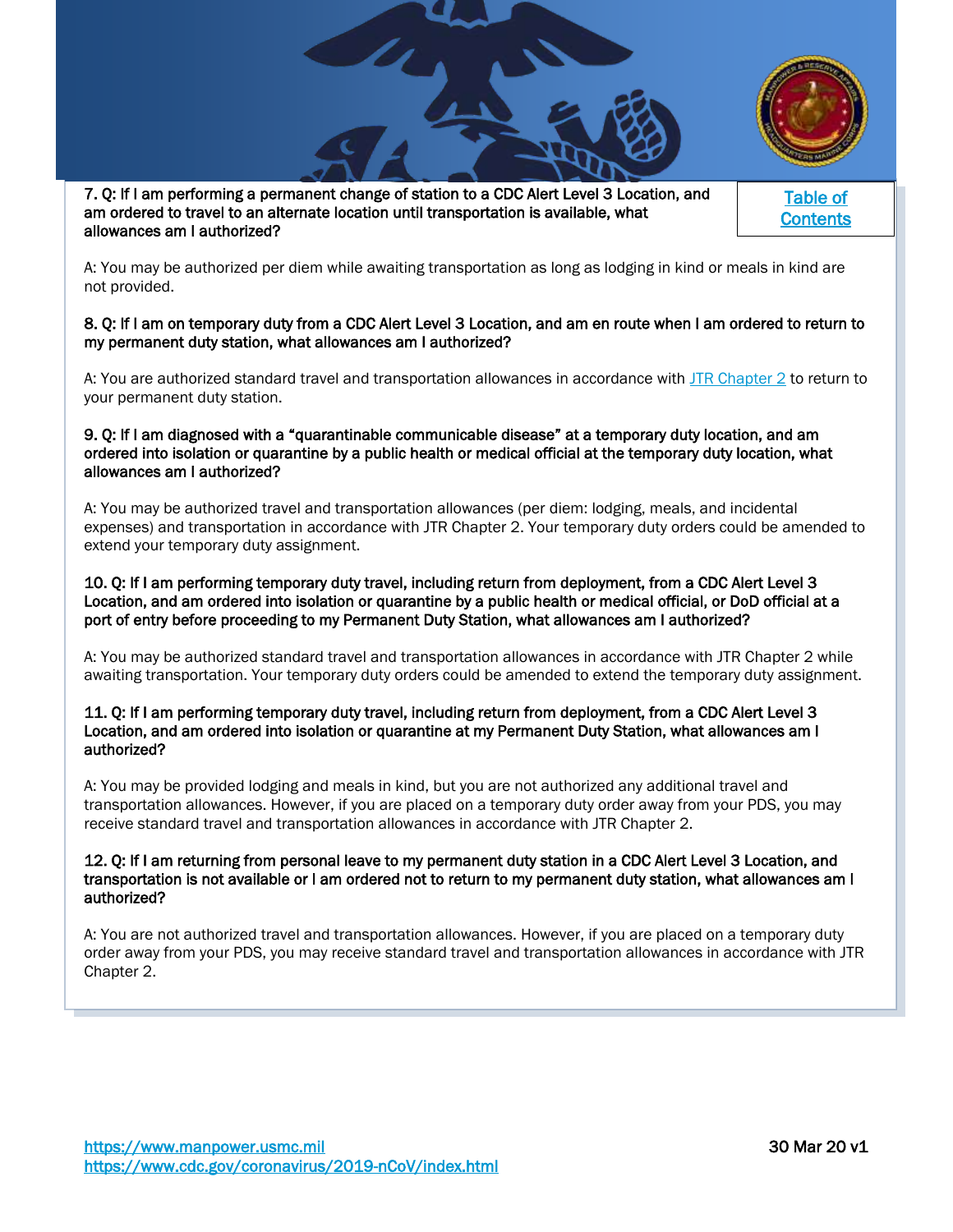**7. Q: If I am performing a permanent change of station to a CDC Alert Level 3 Location, and am ordered to travel to an alternate location until transportation is available, what allowances am I authorized?**

[Table of Contents](#)

A: You may be authorized per diem while awaiting transportation as long as lodging in kind or meals in kind are not provided.

**8. Q: If I am on temporary duty from a CDC Alert Level 3 Location, and am en route when I am ordered to return to my permanent duty station, what allowances am I authorized?**

A: You are authorized standard travel and transportation allowances in accordance with [JTR Chapter 2](#) to return to your permanent duty station.

**9. Q: If I am diagnosed with a "quarantinable communicable disease" at a temporary duty location, and am ordered into isolation or quarantine by a public health or medical official at the temporary duty location, what allowances am I authorized?**

A: You may be authorized travel and transportation allowances (per diem: lodging, meals, and incidental expenses) and transportation in accordance with JTR Chapter 2. Your temporary duty orders could be amended to extend your temporary duty assignment.

**10. Q: If I am performing temporary duty travel, including return from deployment, from a CDC Alert Level 3 Location, and am ordered into isolation or quarantine by a public health or medical official, or DoD official at a port of entry before proceeding to my Permanent Duty Station, what allowances am I authorized?**

A: You may be authorized standard travel and transportation allowances in accordance with JTR Chapter 2 while awaiting transportation. Your temporary duty orders could be amended to extend the temporary duty assignment.

**11. Q: If I am performing temporary duty travel, including return from deployment, from a CDC Alert Level 3 Location, and am ordered into isolation or quarantine at my Permanent Duty Station, what allowances am I authorized?**

A: You may be provided lodging and meals in kind, but you are not authorized any additional travel and transportation allowances. However, if you are placed on a temporary duty order away from your PDS, you may receive standard travel and transportation allowances in accordance with JTR Chapter 2.

**12. Q: If I am returning from personal leave to my permanent duty station in a CDC Alert Level 3 Location, and transportation is not available or I am ordered not to return to my permanent duty station, what allowances am I authorized?**

A: You are not authorized travel and transportation allowances. However, if you are placed on a temporary duty order away from your PDS, you may receive standard travel and transportation allowances in accordance with JTR Chapter 2.

https://www.manpower.usmc.mil
https://www.cdc.gov/coronavirus/2019-nCoV/index.html

30 Mar 20 v1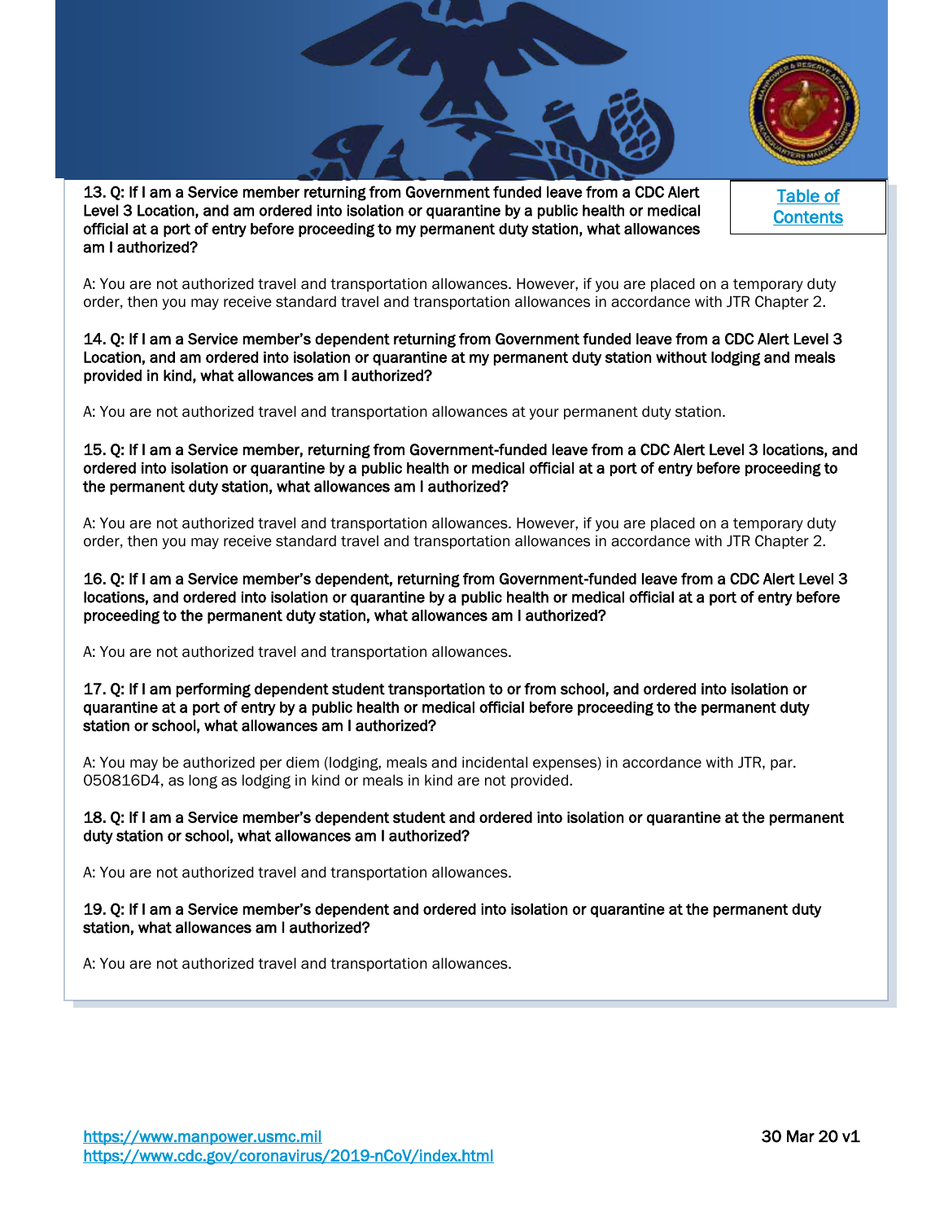**13. Q: If I am a Service member returning from Government funded leave from a CDC Alert Level 3 Location, and am ordered into isolation or quarantine by a public health or medical official at a port of entry before proceeding to my permanent duty station, what allowances am I authorized?**

[Table of Contents]

A: You are not authorized travel and transportation allowances. However, if you are placed on a temporary duty order, then you may receive standard travel and transportation allowances in accordance with JTR Chapter 2.

**14. Q: If I am a Service member's dependent returning from Government funded leave from a CDC Alert Level 3 Location, and am ordered into isolation or quarantine at my permanent duty station without lodging and meals provided in kind, what allowances am I authorized?**

A: You are not authorized travel and transportation allowances at your permanent duty station.

**15. Q: If I am a Service member, returning from Government-funded leave from a CDC Alert Level 3 locations, and ordered into isolation or quarantine by a public health or medical official at a port of entry before proceeding to the permanent duty station, what allowances am I authorized?**

A: You are not authorized travel and transportation allowances. However, if you are placed on a temporary duty order, then you may receive standard travel and transportation allowances in accordance with JTR Chapter 2.

**16. Q: If I am a Service member's dependent, returning from Government-funded leave from a CDC Alert Level 3 locations, and ordered into isolation or quarantine by a public health or medical official at a port of entry before proceeding to the permanent duty station, what allowances am I authorized?**

A: You are not authorized travel and transportation allowances.

**17. Q: If I am performing dependent student transportation to or from school, and ordered into isolation or quarantine at a port of entry by a public health or medical official before proceeding to the permanent duty station or school, what allowances am I authorized?**

A: You may be authorized per diem (lodging, meals and incidental expenses) in accordance with JTR, par. 050816D4, as long as lodging in kind or meals in kind are not provided.

**18. Q: If I am a Service member's dependent student and ordered into isolation or quarantine at the permanent duty station or school, what allowances am I authorized?**

A: You are not authorized travel and transportation allowances.

**19. Q: If I am a Service member's dependent and ordered into isolation or quarantine at the permanent duty station, what allowances am I authorized?**

A: You are not authorized travel and transportation allowances.

https://www.manpower.usmc.mil
https://www.cdc.gov/coronavirus/2019-nCoV/index.html

30 Mar 20 v1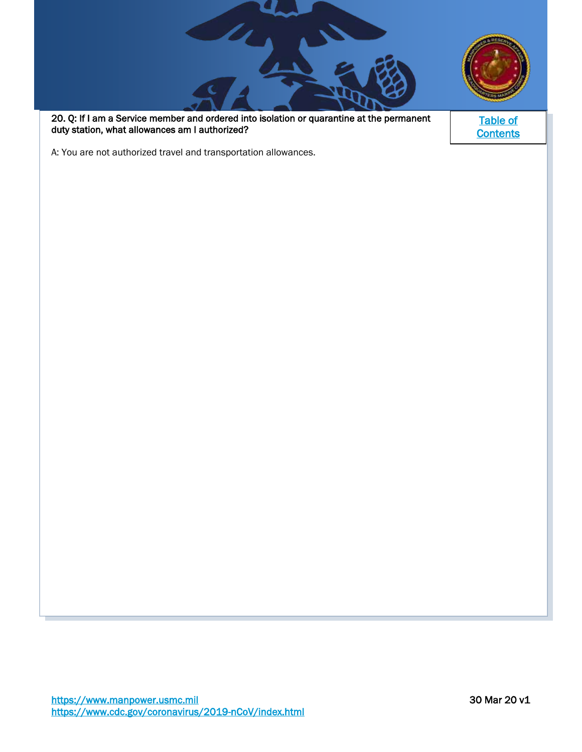**20. Q: If I am a Service member and ordered into isolation or quarantine at the permanent duty station, what allowances am I authorized?**

[Table of Contents](#)

A: You are not authorized travel and transportation allowances.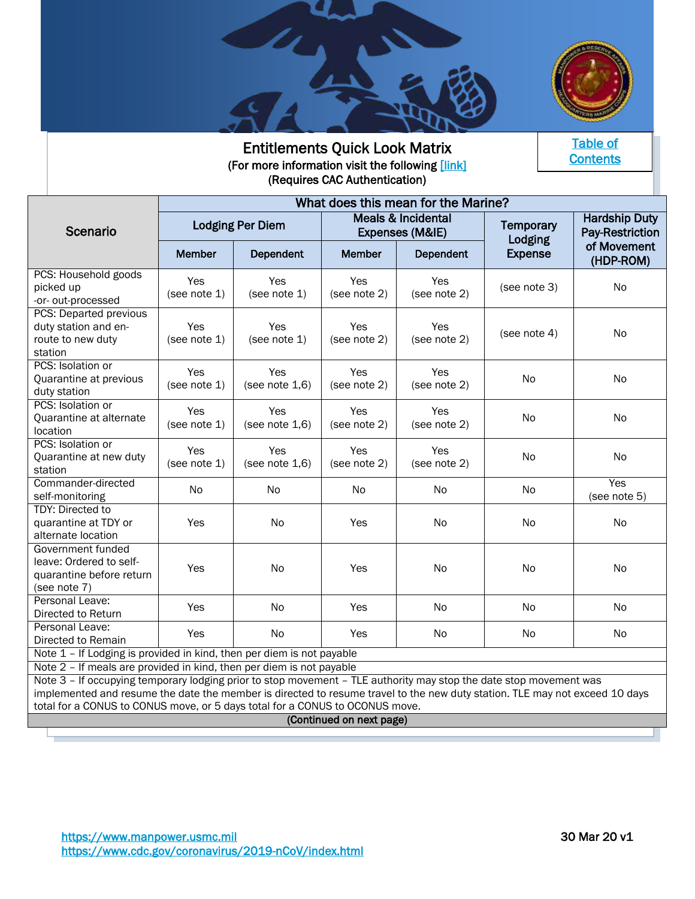# Entitlements Quick Look Matrix

(For more information visit the following [link])
(Requires CAC Authentication)

[Table of Contents]

| Scenario | What does this mean for the Marine? | | | | | |
|---|---|---|---|---|---|---|
| | Lodging Per Diem | | Meals & Incidental Expenses (M&IE) | | Temporary Lodging Expense | Hardship Duty Pay-Restriction of Movement (HDP-ROM) |
| | Member | Dependent | Member | Dependent | | |
| PCS: Household goods picked up -or- out-processed | Yes (see note 1) | Yes (see note 1) | Yes (see note 2) | Yes (see note 2) | (see note 3) | No |
| PCS: Departed previous duty station and en-route to new duty station | Yes (see note 1) | Yes (see note 1) | Yes (see note 2) | Yes (see note 2) | (see note 4) | No |
| PCS: Isolation or Quarantine at previous duty station | Yes (see note 1) | Yes (see note 1,6) | Yes (see note 2) | Yes (see note 2) | No | No |
| PCS: Isolation or Quarantine at alternate location | Yes (see note 1) | Yes (see note 1,6) | Yes (see note 2) | Yes (see note 2) | No | No |
| PCS: Isolation or Quarantine at new duty station | Yes (see note 1) | Yes (see note 1,6) | Yes (see note 2) | Yes (see note 2) | No | No |
| Commander-directed self-monitoring | No | No | No | No | No | Yes (see note 5) |
| TDY: Directed to quarantine at TDY or alternate location | Yes | No | Yes | No | No | No |
| Government funded leave: Ordered to self-quarantine before return (see note 7) | Yes | No | Yes | No | No | No |
| Personal Leave: Directed to Return | Yes | No | Yes | No | No | No |
| Personal Leave: Directed to Remain | Yes | No | Yes | No | No | No |

Note 1 – If Lodging is provided in kind, then per diem is not payable

Note 2 – If meals are provided in kind, then per diem is not payable

Note 3 – If occupying temporary lodging prior to stop movement – TLE authority may stop the date stop movement was implemented and resume the date the member is directed to resume travel to the new duty station. TLE may not exceed 10 days total for a CONUS to CONUS move, or 5 days total for a CONUS to OCONUS move.

**(Continued on next page)**

https://www.manpower.usmc.mil
https://www.cdc.gov/coronavirus/2019-nCoV/index.html

30 Mar 20 v1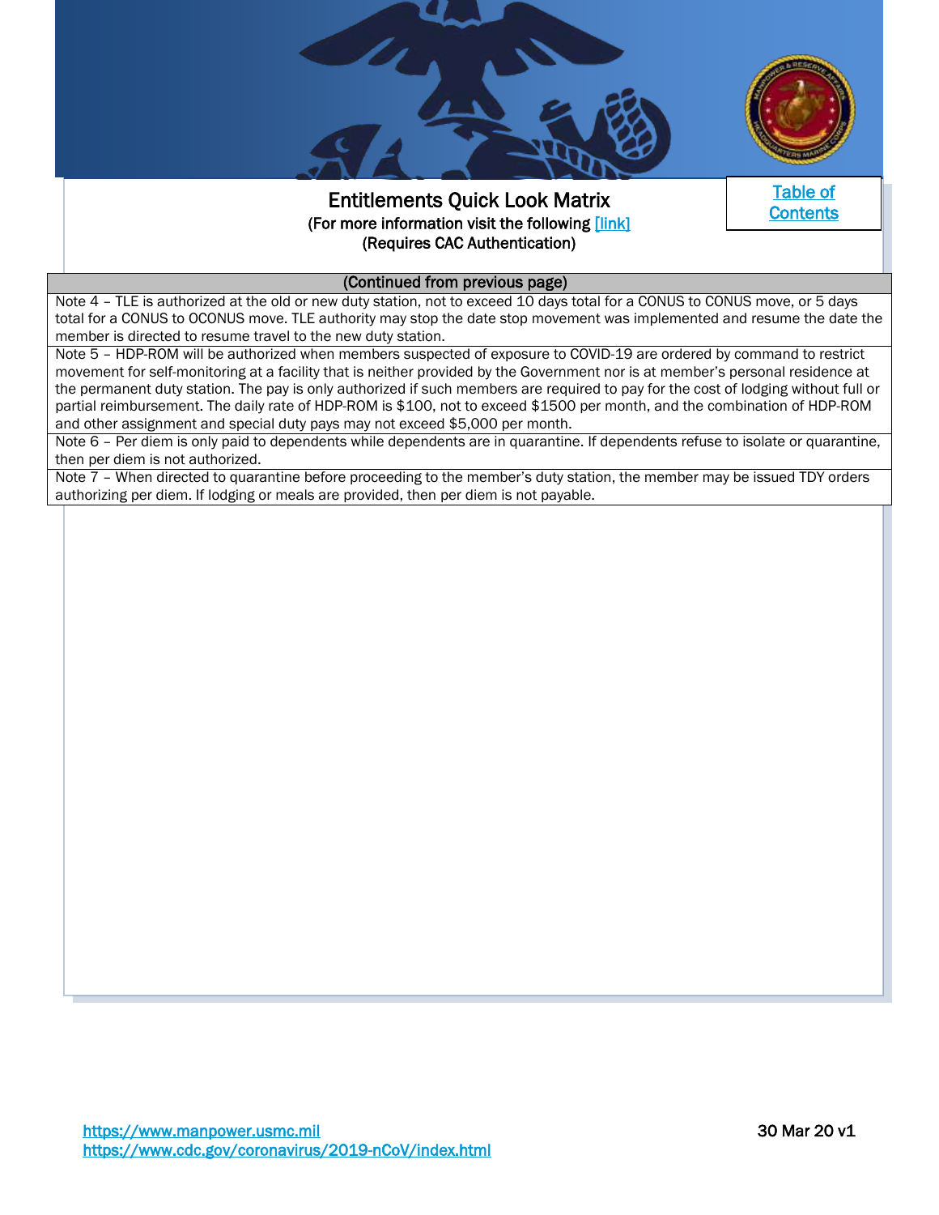# Entitlements Quick Look Matrix

(For more information visit the following [link])

(Requires CAC Authentication)

[Table of Contents]

| (Continued from previous page) |
|---|
| Note 4 – TLE is authorized at the old or new duty station, not to exceed 10 days total for a CONUS to CONUS move, or 5 days total for a CONUS to OCONUS move. TLE authority may stop the date stop movement was implemented and resume the date the member is directed to resume travel to the new duty station. |
| Note 5 – HDP-ROM will be authorized when members suspected of exposure to COVID-19 are ordered by command to restrict movement for self-monitoring at a facility that is neither provided by the Government nor is at member's personal residence at the permanent duty station. The pay is only authorized if such members are required to pay for the cost of lodging without full or partial reimbursement. The daily rate of HDP-ROM is $100, not to exceed $1500 per month, and the combination of HDP-ROM and other assignment and special duty pays may not exceed $5,000 per month. |
| Note 6 – Per diem is only paid to dependents while dependents are in quarantine. If dependents refuse to isolate or quarantine, then per diem is not authorized. |
| Note 7 – When directed to quarantine before proceeding to the member's duty station, the member may be issued TDY orders authorizing per diem. If lodging or meals are provided, then per diem is not payable. |

https://www.manpower.usmc.mil
https://www.cdc.gov/coronavirus/2019-nCoV/index.html

30 Mar 20 v1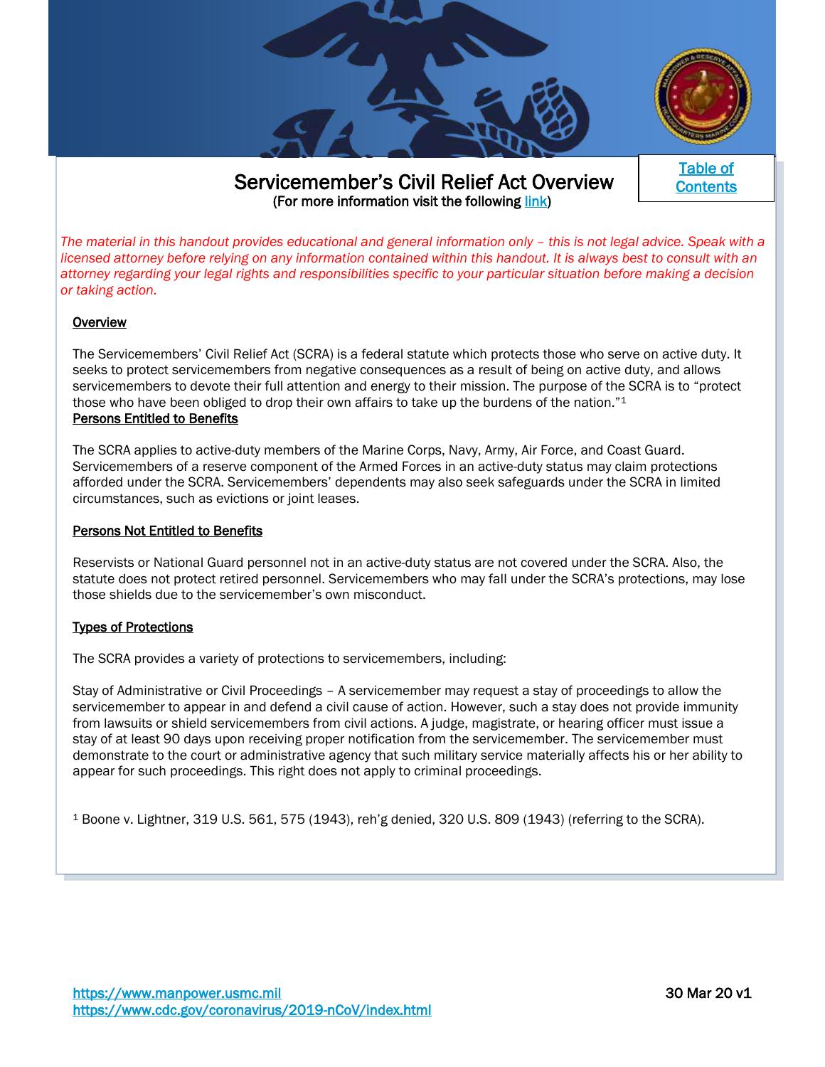# Servicemember's Civil Relief Act Overview

(For more information visit the following link)

Table of Contents

*The material in this handout provides educational and general information only – this is not legal advice. Speak with a licensed attorney before relying on any information contained within this handout. It is always best to consult with an attorney regarding your legal rights and responsibilities specific to your particular situation before making a decision or taking action.*

## Overview

The Servicemembers' Civil Relief Act (SCRA) is a federal statute which protects those who serve on active duty. It seeks to protect servicemembers from negative consequences as a result of being on active duty, and allows servicemembers to devote their full attention and energy to their mission. The purpose of the SCRA is to "protect those who have been obliged to drop their own affairs to take up the burdens of the nation."[1]

## Persons Entitled to Benefits

The SCRA applies to active-duty members of the Marine Corps, Navy, Army, Air Force, and Coast Guard. Servicemembers of a reserve component of the Armed Forces in an active-duty status may claim protections afforded under the SCRA. Servicemembers' dependents may also seek safeguards under the SCRA in limited circumstances, such as evictions or joint leases.

## Persons Not Entitled to Benefits

Reservists or National Guard personnel not in an active-duty status are not covered under the SCRA. Also, the statute does not protect retired personnel. Servicemembers who may fall under the SCRA's protections, may lose those shields due to the servicemember's own misconduct.

## Types of Protections

The SCRA provides a variety of protections to servicemembers, including:

Stay of Administrative or Civil Proceedings – A servicemember may request a stay of proceedings to allow the servicemember to appear in and defend a civil cause of action. However, such a stay does not provide immunity from lawsuits or shield servicemembers from civil actions. A judge, magistrate, or hearing officer must issue a stay of at least 90 days upon receiving proper notification from the servicemember. The servicemember must demonstrate to the court or administrative agency that such military service materially affects his or her ability to appear for such proceedings. This right does not apply to criminal proceedings.

[1] Boone v. Lightner, 319 U.S. 561, 575 (1943), reh'g denied, 320 U.S. 809 (1943) (referring to the SCRA).

https://www.manpower.usmc.mil
https://www.cdc.gov/coronavirus/2019-nCoV/index.html

30 Mar 20 v1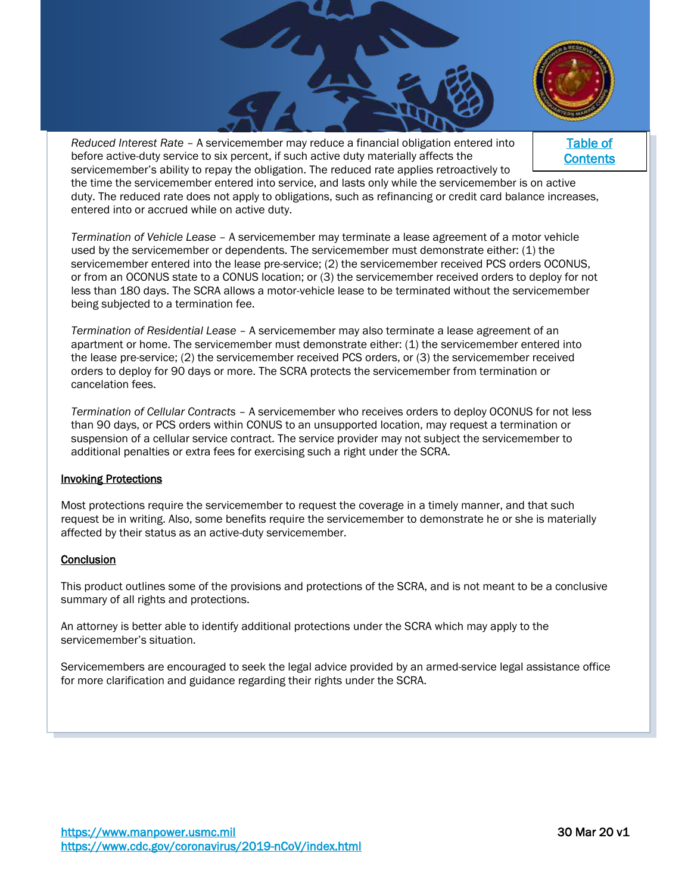*Reduced Interest Rate* – A servicemember may reduce a financial obligation entered into before active-duty service to six percent, if such active duty materially affects the servicemember's ability to repay the obligation. The reduced rate applies retroactively to the time the servicemember entered into service, and lasts only while the servicemember is on active duty. The reduced rate does not apply to obligations, such as refinancing or credit card balance increases, entered into or accrued while on active duty.

[Table of Contents]

*Termination of Vehicle Lease* – A servicemember may terminate a lease agreement of a motor vehicle used by the servicemember or dependents. The servicemember must demonstrate either: (1) the servicemember entered into the lease pre-service; (2) the servicemember received PCS orders OCONUS, or from an OCONUS state to a CONUS location; or (3) the servicemember received orders to deploy for not less than 180 days. The SCRA allows a motor-vehicle lease to be terminated without the servicemember being subjected to a termination fee.

*Termination of Residential Lease* – A servicemember may also terminate a lease agreement of an apartment or home. The servicemember must demonstrate either: (1) the servicemember entered into the lease pre-service; (2) the servicemember received PCS orders, or (3) the servicemember received orders to deploy for 90 days or more. The SCRA protects the servicemember from termination or cancelation fees.

*Termination of Cellular Contracts* – A servicemember who receives orders to deploy OCONUS for not less than 90 days, or PCS orders within CONUS to an unsupported location, may request a termination or suspension of a cellular service contract. The service provider may not subject the servicemember to additional penalties or extra fees for exercising such a right under the SCRA.

**Invoking Protections**

Most protections require the servicemember to request the coverage in a timely manner, and that such request be in writing. Also, some benefits require the servicemember to demonstrate he or she is materially affected by their status as an active-duty servicemember.

**Conclusion**

This product outlines some of the provisions and protections of the SCRA, and is not meant to be a conclusive summary of all rights and protections.

An attorney is better able to identify additional protections under the SCRA which may apply to the servicemember's situation.

Servicemembers are encouraged to seek the legal advice provided by an armed-service legal assistance office for more clarification and guidance regarding their rights under the SCRA.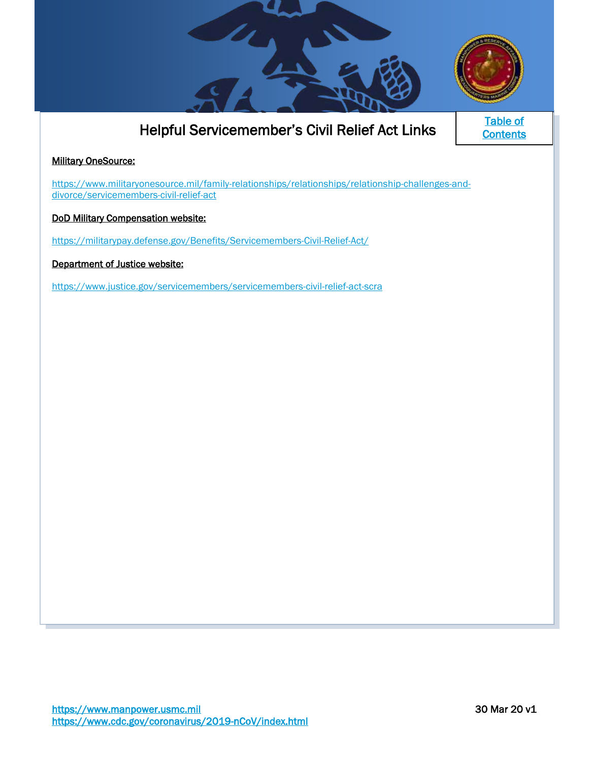# Helpful Servicemember's Civil Relief Act Links

[Table of Contents]

**Military OneSource:**

https://www.militaryonesource.mil/family-relationships/relationships/relationship-challenges-and-divorce/servicemembers-civil-relief-act

**DoD Military Compensation website:**

https://militarypay.defense.gov/Benefits/Servicemembers-Civil-Relief-Act/

**Department of Justice website:**

https://www.justice.gov/servicemembers/servicemembers-civil-relief-act-scra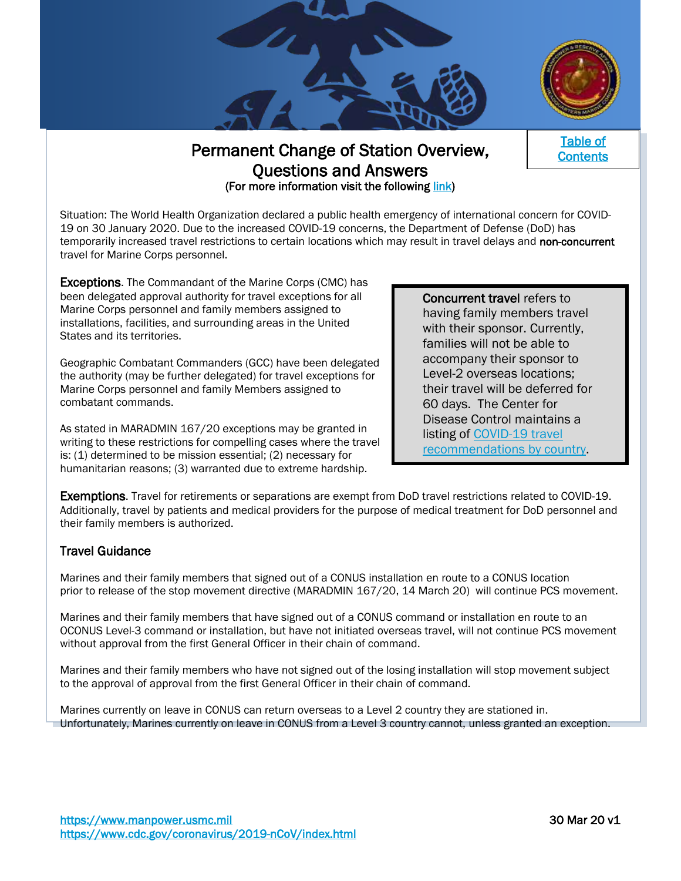# Permanent Change of Station Overview, Questions and Answers

(For more information visit the following link)

Table of Contents

Situation: The World Health Organization declared a public health emergency of international concern for COVID-19 on 30 January 2020. Due to the increased COVID-19 concerns, the Department of Defense (DoD) has temporarily increased travel restrictions to certain locations which may result in travel delays and **non-concurrent** travel for Marine Corps personnel.

**Exceptions**. The Commandant of the Marine Corps (CMC) has been delegated approval authority for travel exceptions for all Marine Corps personnel and family members assigned to installations, facilities, and surrounding areas in the United States and its territories.

Geographic Combatant Commanders (GCC) have been delegated the authority (may be further delegated) for travel exceptions for Marine Corps personnel and family Members assigned to combatant commands.

As stated in MARADMIN 167/20 exceptions may be granted in writing to these restrictions for compelling cases where the travel is: (1) determined to be mission essential; (2) necessary for humanitarian reasons; (3) warranted due to extreme hardship.

> **Concurrent travel** refers to having family members travel with their sponsor. Currently, families will not be able to accompany their sponsor to Level-2 overseas locations; their travel will be deferred for 60 days. The Center for Disease Control maintains a listing of COVID-19 travel recommendations by country.

**Exemptions**. Travel for retirements or separations are exempt from DoD travel restrictions related to COVID-19. Additionally, travel by patients and medical providers for the purpose of medical treatment for DoD personnel and their family members is authorized.

## Travel Guidance

Marines and their family members that signed out of a CONUS installation en route to a CONUS location prior to release of the stop movement directive (MARADMIN 167/20, 14 March 20) will continue PCS movement.

Marines and their family members that have signed out of a CONUS command or installation en route to an OCONUS Level-3 command or installation, but have not initiated overseas travel, will not continue PCS movement without approval from the first General Officer in their chain of command.

Marines and their family members who have not signed out of the losing installation will stop movement subject to the approval of approval from the first General Officer in their chain of command.

Marines currently on leave in CONUS can return overseas to a Level 2 country they are stationed in. Unfortunately, Marines currently on leave in CONUS from a Level 3 country cannot, unless granted an exception.

https://www.manpower.usmc.mil
https://www.cdc.gov/coronavirus/2019-nCoV/index.html

30 Mar 20 v1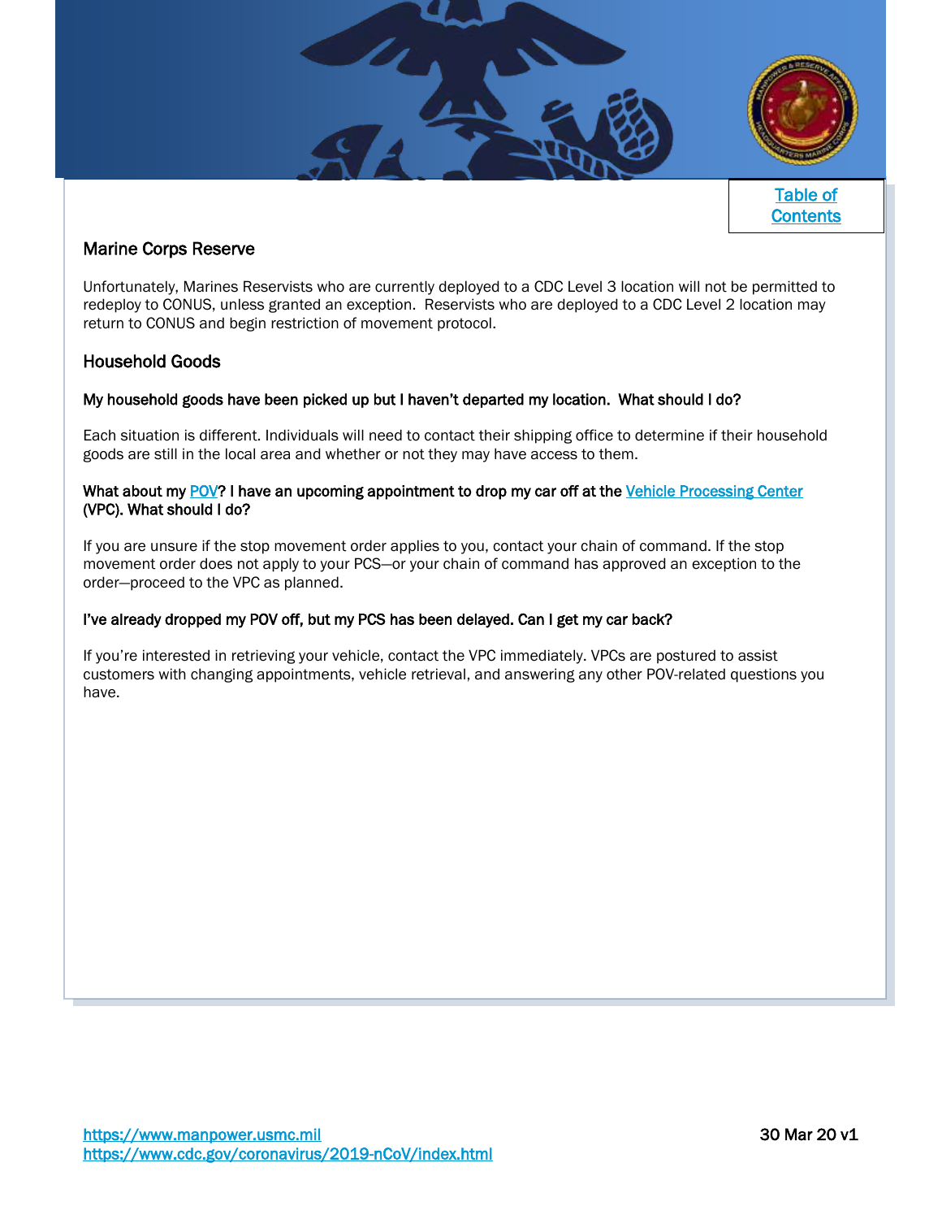[Table of Contents]

## Marine Corps Reserve

Unfortunately, Marines Reservists who are currently deployed to a CDC Level 3 location will not be permitted to redeploy to CONUS, unless granted an exception.  Reservists who are deployed to a CDC Level 2 location may return to CONUS and begin restriction of movement protocol.

## Household Goods

**My household goods have been picked up but I haven't departed my location.  What should I do?**

Each situation is different. Individuals will need to contact their shipping office to determine if their household goods are still in the local area and whether or not they may have access to them.

**What about my POV? I have an upcoming appointment to drop my car off at the Vehicle Processing Center (VPC). What should I do?**

If you are unsure if the stop movement order applies to you, contact your chain of command. If the stop movement order does not apply to your PCS—or your chain of command has approved an exception to the order—proceed to the VPC as planned.

**I've already dropped my POV off, but my PCS has been delayed. Can I get my car back?**

If you're interested in retrieving your vehicle, contact the VPC immediately. VPCs are postured to assist customers with changing appointments, vehicle retrieval, and answering any other POV-related questions you have.

https://www.manpower.usmc.mil
https://www.cdc.gov/coronavirus/2019-nCoV/index.html

30 Mar 20 v1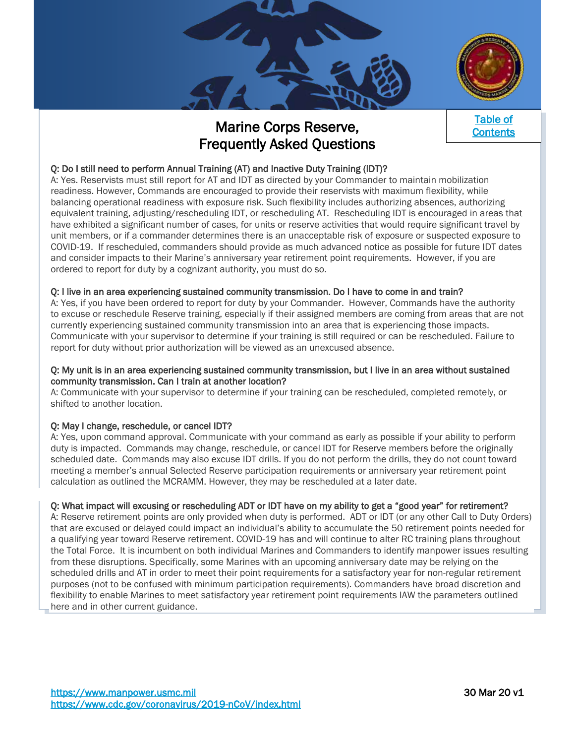[Table of Contents](#)

# Marine Corps Reserve, Frequently Asked Questions

**Q: Do I still need to perform Annual Training (AT) and Inactive Duty Training (IDT)?**

A: Yes. Reservists must still report for AT and IDT as directed by your Commander to maintain mobilization readiness. However, Commands are encouraged to provide their reservists with maximum flexibility, while balancing operational readiness with exposure risk. Such flexibility includes authorizing absences, authorizing equivalent training, adjusting/rescheduling IDT, or rescheduling AT. Rescheduling IDT is encouraged in areas that have exhibited a significant number of cases, for units or reserve activities that would require significant travel by unit members, or if a commander determines there is an unacceptable risk of exposure or suspected exposure to COVID-19. If rescheduled, commanders should provide as much advanced notice as possible for future IDT dates and consider impacts to their Marine's anniversary year retirement point requirements. However, if you are ordered to report for duty by a cognizant authority, you must do so.

**Q: I live in an area experiencing sustained community transmission. Do I have to come in and train?**

A: Yes, if you have been ordered to report for duty by your Commander. However, Commands have the authority to excuse or reschedule Reserve training, especially if their assigned members are coming from areas that are not currently experiencing sustained community transmission into an area that is experiencing those impacts. Communicate with your supervisor to determine if your training is still required or can be rescheduled. Failure to report for duty without prior authorization will be viewed as an unexcused absence.

**Q: My unit is in an area experiencing sustained community transmission, but I live in an area without sustained community transmission. Can I train at another location?**

A: Communicate with your supervisor to determine if your training can be rescheduled, completed remotely, or shifted to another location.

**Q: May I change, reschedule, or cancel IDT?**

A: Yes, upon command approval. Communicate with your command as early as possible if your ability to perform duty is impacted. Commands may change, reschedule, or cancel IDT for Reserve members before the originally scheduled date. Commands may also excuse IDT drills. If you do not perform the drills, they do not count toward meeting a member's annual Selected Reserve participation requirements or anniversary year retirement point calculation as outlined the MCRAMM. However, they may be rescheduled at a later date.

**Q: What impact will excusing or rescheduling ADT or IDT have on my ability to get a "good year" for retirement?**

A: Reserve retirement points are only provided when duty is performed. ADT or IDT (or any other Call to Duty Orders) that are excused or delayed could impact an individual's ability to accumulate the 50 retirement points needed for a qualifying year toward Reserve retirement. COVID-19 has and will continue to alter RC training plans throughout the Total Force. It is incumbent on both individual Marines and Commanders to identify manpower issues resulting from these disruptions. Specifically, some Marines with an upcoming anniversary date may be relying on the scheduled drills and AT in order to meet their point requirements for a satisfactory year for non-regular retirement purposes (not to be confused with minimum participation requirements). Commanders have broad discretion and flexibility to enable Marines to meet satisfactory year retirement point requirements IAW the parameters outlined here and in other current guidance.

https://www.manpower.usmc.mil
https://www.cdc.gov/coronavirus/2019-nCoV/index.html

30 Mar 20 v1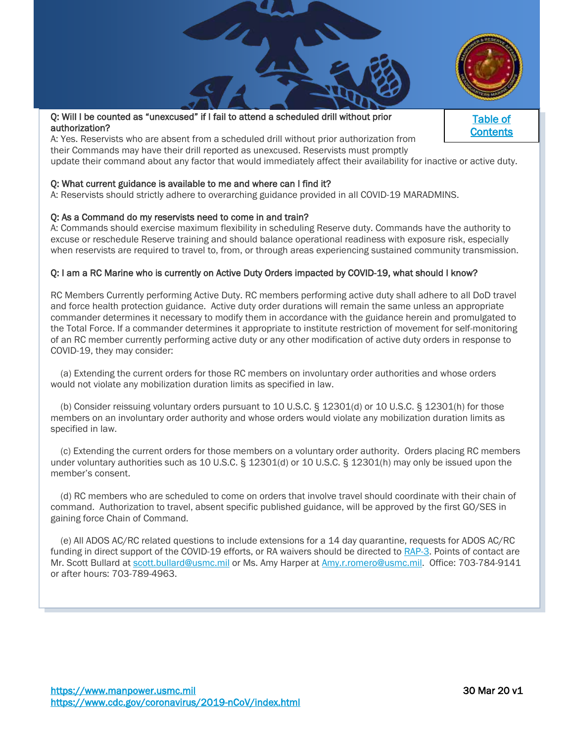[Table of Contents](#)

**Q: Will I be counted as "unexcused" if I fail to attend a scheduled drill without prior authorization?**
A: Yes. Reservists who are absent from a scheduled drill without prior authorization from their Commands may have their drill reported as unexcused. Reservists must promptly update their command about any factor that would immediately affect their availability for inactive or active duty.

**Q: What current guidance is available to me and where can I find it?**
A: Reservists should strictly adhere to overarching guidance provided in all COVID-19 MARADMINS.

**Q: As a Command do my reservists need to come in and train?**
A: Commands should exercise maximum flexibility in scheduling Reserve duty. Commands have the authority to excuse or reschedule Reserve training and should balance operational readiness with exposure risk, especially when reservists are required to travel to, from, or through areas experiencing sustained community transmission.

**Q: I am a RC Marine who is currently on Active Duty Orders impacted by COVID-19, what should I know?**

RC Members Currently performing Active Duty. RC members performing active duty shall adhere to all DoD travel and force health protection guidance. Active duty order durations will remain the same unless an appropriate commander determines it necessary to modify them in accordance with the guidance herein and promulgated to the Total Force. If a commander determines it appropriate to institute restriction of movement for self-monitoring of an RC member currently performing active duty or any other modification of active duty orders in response to COVID-19, they may consider:

(a) Extending the current orders for those RC members on involuntary order authorities and whose orders would not violate any mobilization duration limits as specified in law.

(b) Consider reissuing voluntary orders pursuant to 10 U.S.C. § 12301(d) or 10 U.S.C. § 12301(h) for those members on an involuntary order authority and whose orders would violate any mobilization duration limits as specified in law.

(c) Extending the current orders for those members on a voluntary order authority. Orders placing RC members under voluntary authorities such as 10 U.S.C. § 12301(d) or 10 U.S.C. § 12301(h) may only be issued upon the member's consent.

(d) RC members who are scheduled to come on orders that involve travel should coordinate with their chain of command. Authorization to travel, absent specific published guidance, will be approved by the first GO/SES in gaining force Chain of Command.

(e) All ADOS AC/RC related questions to include extensions for a 14 day quarantine, requests for ADOS AC/RC funding in direct support of the COVID-19 efforts, or RA waivers should be directed to RAP-3. Points of contact are Mr. Scott Bullard at scott.bullard@usmc.mil or Ms. Amy Harper at Amy.r.romero@usmc.mil. Office: 703-784-9141 or after hours: 703-789-4963.

https://www.manpower.usmc.mil
https://www.cdc.gov/coronavirus/2019-nCoV/index.html

30 Mar 20 v1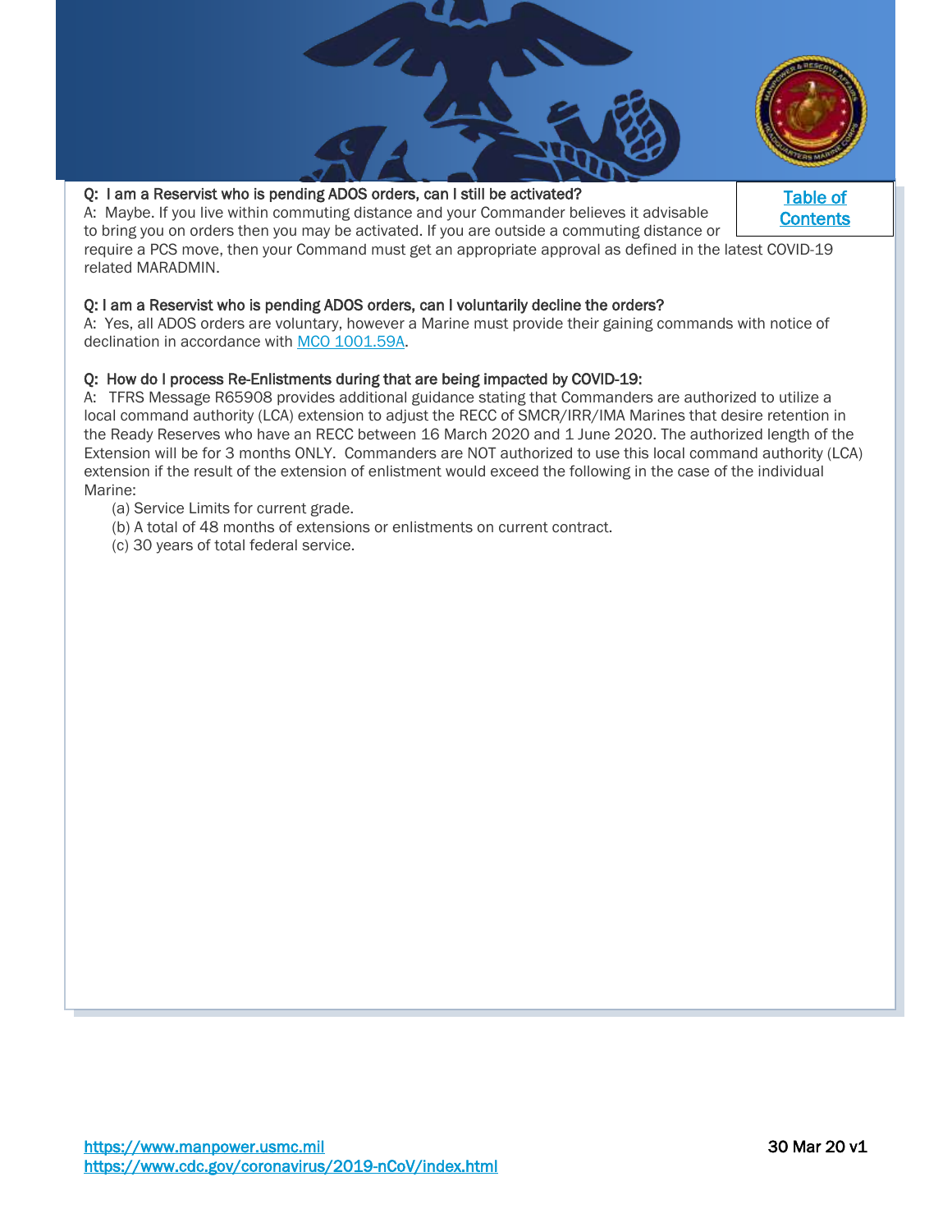[Table of Contents](#)

**Q: I am a Reservist who is pending ADOS orders, can I still be activated?**
A: Maybe. If you live within commuting distance and your Commander believes it advisable to bring you on orders then you may be activated. If you are outside a commuting distance or require a PCS move, then your Command must get an appropriate approval as defined in the latest COVID-19 related MARADMIN.

**Q: I am a Reservist who is pending ADOS orders, can I voluntarily decline the orders?**
A: Yes, all ADOS orders are voluntary, however a Marine must provide their gaining commands with notice of declination in accordance with [MCO 1001.59A](#).

**Q: How do I process Re-Enlistments during that are being impacted by COVID-19:**
A: TFRS Message R65908 provides additional guidance stating that Commanders are authorized to utilize a local command authority (LCA) extension to adjust the RECC of SMCR/IRR/IMA Marines that desire retention in the Ready Reserves who have an RECC between 16 March 2020 and 1 June 2020. The authorized length of the Extension will be for 3 months ONLY. Commanders are NOT authorized to use this local command authority (LCA) extension if the result of the extension of enlistment would exceed the following in the case of the individual Marine:

(a) Service Limits for current grade.
(b) A total of 48 months of extensions or enlistments on current contract.
(c) 30 years of total federal service.

https://www.manpower.usmc.mil
https://www.cdc.gov/coronavirus/2019-nCoV/index.html

30 Mar 20 v1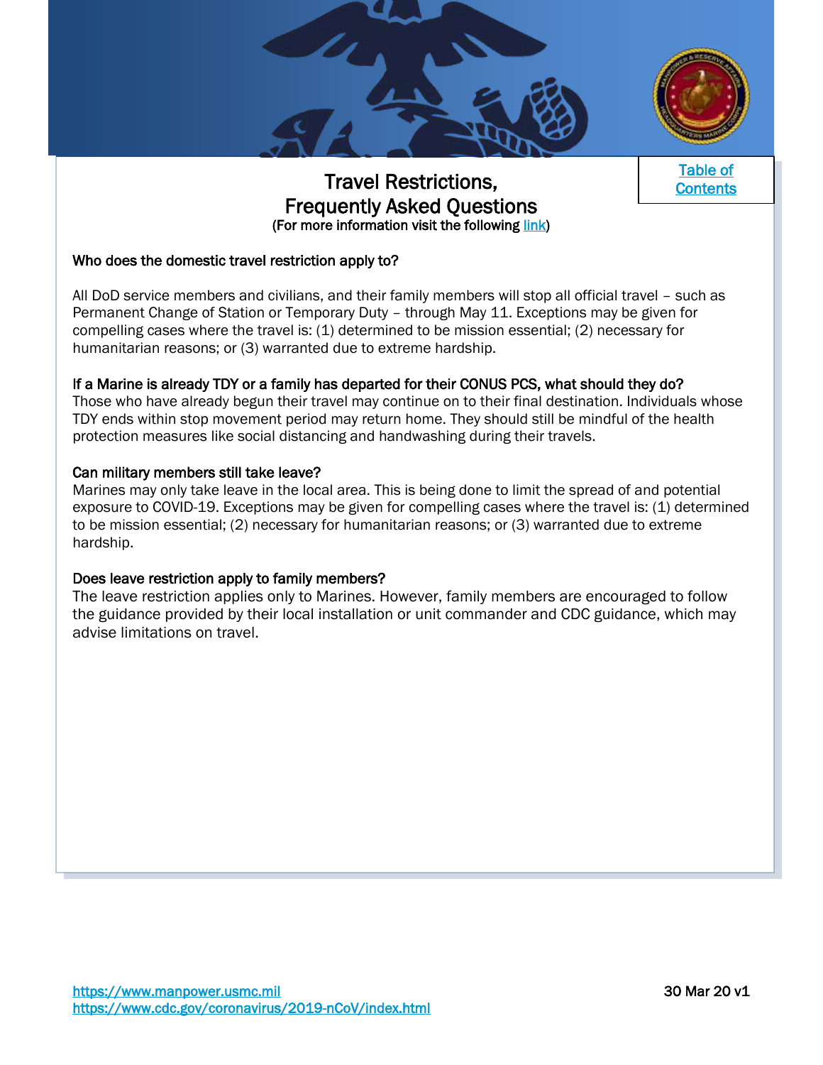[Table of Contents]

# Travel Restrictions, Frequently Asked Questions

(For more information visit the following link)

**Who does the domestic travel restriction apply to?**

All DoD service members and civilians, and their family members will stop all official travel – such as Permanent Change of Station or Temporary Duty – through May 11. Exceptions may be given for compelling cases where the travel is: (1) determined to be mission essential; (2) necessary for humanitarian reasons; or (3) warranted due to extreme hardship.

**If a Marine is already TDY or a family has departed for their CONUS PCS, what should they do?**

Those who have already begun their travel may continue on to their final destination. Individuals whose TDY ends within stop movement period may return home. They should still be mindful of the health protection measures like social distancing and handwashing during their travels.

**Can military members still take leave?**

Marines may only take leave in the local area. This is being done to limit the spread of and potential exposure to COVID-19. Exceptions may be given for compelling cases where the travel is: (1) determined to be mission essential; (2) necessary for humanitarian reasons; or (3) warranted due to extreme hardship.

**Does leave restriction apply to family members?**

The leave restriction applies only to Marines. However, family members are encouraged to follow the guidance provided by their local installation or unit commander and CDC guidance, which may advise limitations on travel.

https://www.manpower.usmc.mil
https://www.cdc.gov/coronavirus/2019-nCoV/index.html

30 Mar 20 v1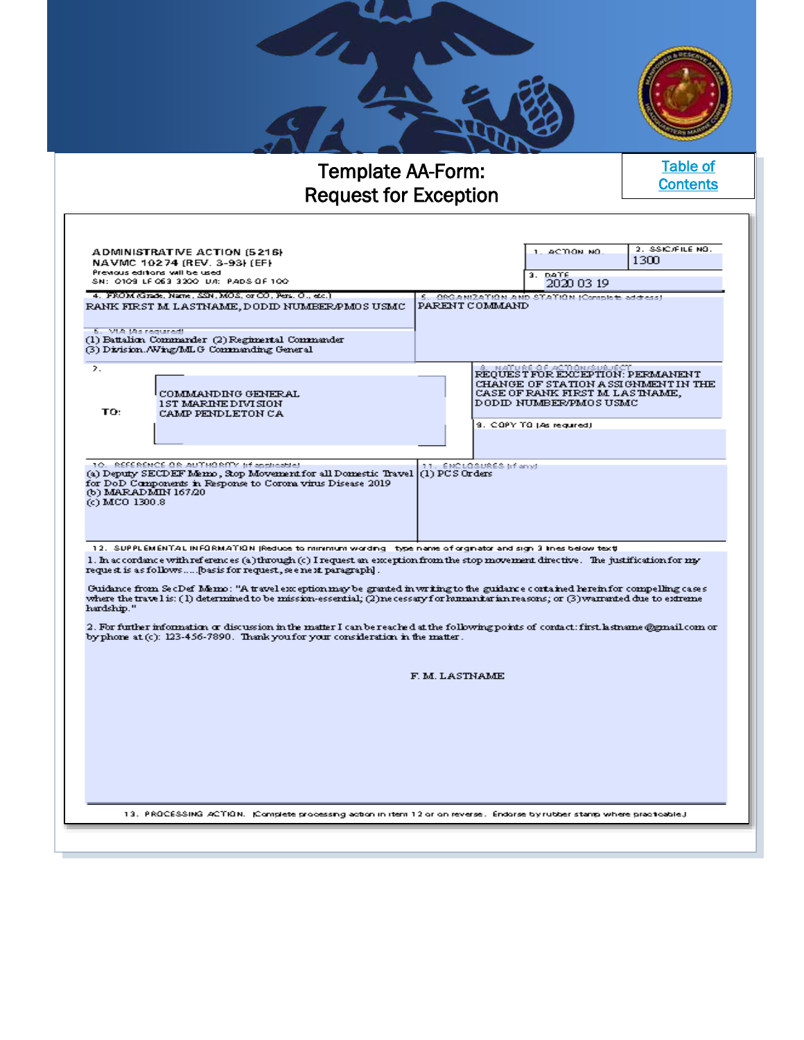# Template AA-Form: Request for Exception

Table of Contents

ADMINISTRATIVE ACTION (5216)
NAVMC 10274 (REV. 3-93) (EF)
Previous editions will be used
SN: 0109 LF 063 3200 U/I: PADS OF 100

1. ACTION NO.

2. SSIC/FILE NO.
1300

3. DATE
2020 03 19

4. FROM (Grade, Name, SSN, MOS, or CO, Pers. O., etc.)
RANK FIRST M. LASTNAME, DODID NUMBER/PMOS USMC

5. ORGANIZATION AND STATION (Complete address)
PARENT COMMAND

6. VIA (As required)
(1) Battalion Commander (2) Regimental Commander
(3) Division/Wing/MLG Commanding General

7.
TO:
COMMANDING GENERAL
1ST MARINE DIVISION
CAMP PENDLETON CA

8. NATURE OF ACTION/SUBJECT
REQUEST FOR EXCEPTION: PERMANENT CHANGE OF STATION ASSIGNMENT IN THE CASE OF RANK FIRST M. LASTNAME, DODID NUMBER/PMOS USMC

9. COPY TO (As required)

10. REFERENCE OR AUTHORITY (If applicable)
(a) Deputy SECDEF Memo, Stop Movement for all Domestic Travel for DoD Components in Response to Corona virus Disease 2019
(b) MARADMIN 167/20
(c) MCO 1300.8

11. ENCLOSURES (If any)
(1) PCS Orders

12. SUPPLEMENTAL INFORMATION (Reduce to minimum wording - type name of originator and sign 3 lines below text)

1. In accordance with references (a) through (c) I request an exception from the stop movement directive. The justification for my request is as follows.....[basis for request, see next paragraph].

Guidance from SecDef Memo: "A travel exception may be granted in writing to the guidance contained herein for compelling cases where the travel is: (1) determined to be mission-essential; (2) necessary for humanitarian reasons; or (3) warranted due to extreme hardship."

2. For further information or discussion in the matter I can be reached at the following points of contact: first.lastname@gmail.com or by phone at (c): 123-456-7890. Thank you for your consideration in the matter.

F. M. LASTNAME

13. PROCESSING ACTION. (Complete processing action in item 12 or on reverse. Endorse by rubber stamp where practicable.)